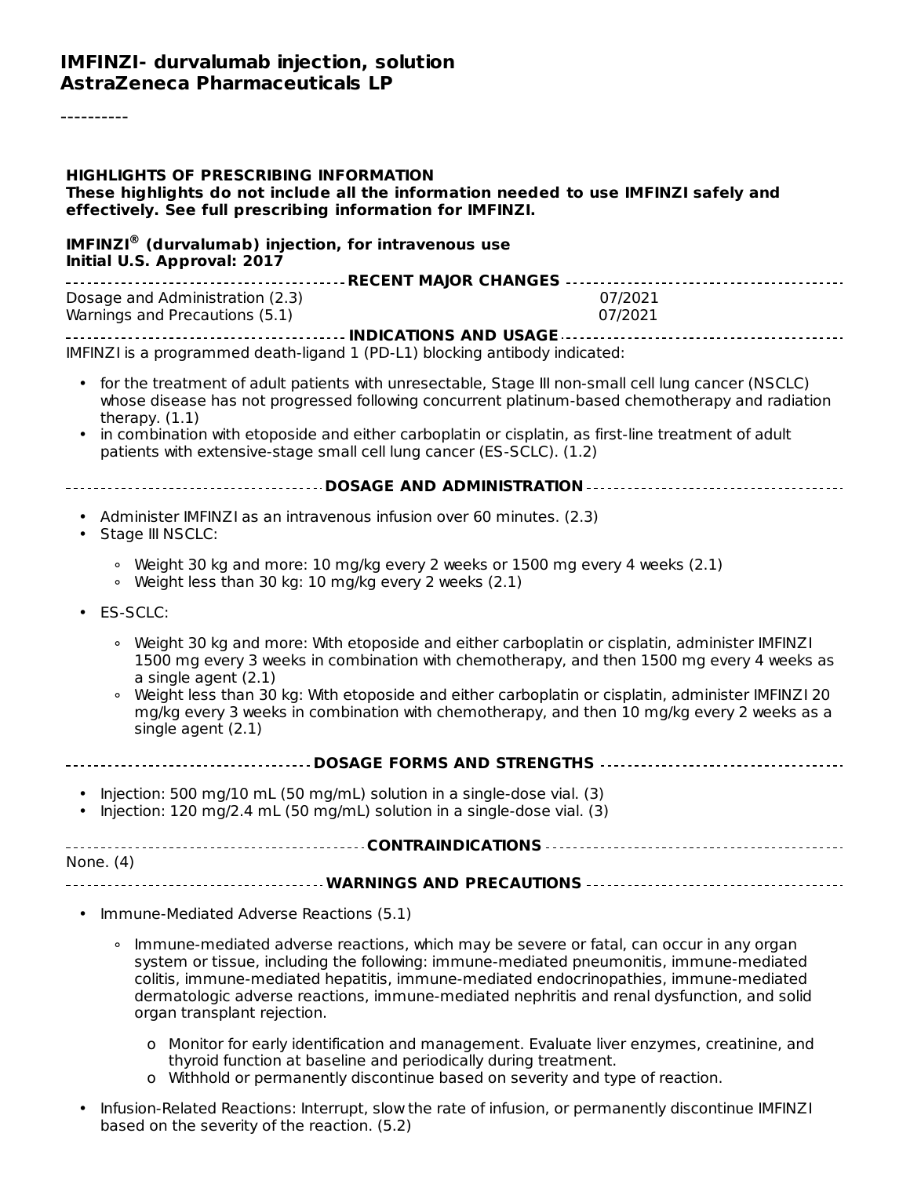**IMFINZI- durvalumab injection, solution**
**AstraZeneca Pharmaceuticals LP**

----------

**HIGHLIGHTS OF PRESCRIBING INFORMATION**
**These highlights do not include all the information needed to use IMFINZI safely and effectively. See full prescribing information for IMFINZI.**

**IMFINZI® (durvalumab) injection, for intravenous use**
**Initial U.S. Approval: 2017**

**RECENT MAJOR CHANGES**

| | |
|---|---|
| Dosage and Administration (2.3) | 07/2021 |
| Warnings and Precautions (5.1) | 07/2021 |

**INDICATIONS AND USAGE**

IMFINZI is a programmed death-ligand 1 (PD-L1) blocking antibody indicated:

- for the treatment of adult patients with unresectable, Stage III non-small cell lung cancer (NSCLC) whose disease has not progressed following concurrent platinum-based chemotherapy and radiation therapy. (1.1)
- in combination with etoposide and either carboplatin or cisplatin, as first-line treatment of adult patients with extensive-stage small cell lung cancer (ES-SCLC). (1.2)

**DOSAGE AND ADMINISTRATION**

- Administer IMFINZI as an intravenous infusion over 60 minutes. (2.3)
- Stage III NSCLC:
  - Weight 30 kg and more: 10 mg/kg every 2 weeks or 1500 mg every 4 weeks (2.1)
  - Weight less than 30 kg: 10 mg/kg every 2 weeks (2.1)
- ES-SCLC:
  - Weight 30 kg and more: With etoposide and either carboplatin or cisplatin, administer IMFINZI 1500 mg every 3 weeks in combination with chemotherapy, and then 1500 mg every 4 weeks as a single agent (2.1)
  - Weight less than 30 kg: With etoposide and either carboplatin or cisplatin, administer IMFINZI 20 mg/kg every 3 weeks in combination with chemotherapy, and then 10 mg/kg every 2 weeks as a single agent (2.1)

**DOSAGE FORMS AND STRENGTHS**

- Injection: 500 mg/10 mL (50 mg/mL) solution in a single-dose vial. (3)
- Injection: 120 mg/2.4 mL (50 mg/mL) solution in a single-dose vial. (3)

**CONTRAINDICATIONS**

None. (4)

**WARNINGS AND PRECAUTIONS**

- Immune-Mediated Adverse Reactions (5.1)
  - Immune-mediated adverse reactions, which may be severe or fatal, can occur in any organ system or tissue, including the following: immune-mediated pneumonitis, immune-mediated colitis, immune-mediated hepatitis, immune-mediated endocrinopathies, immune-mediated dermatologic adverse reactions, immune-mediated nephritis and renal dysfunction, and solid organ transplant rejection.
    - Monitor for early identification and management. Evaluate liver enzymes, creatinine, and thyroid function at baseline and periodically during treatment.
    - Withhold or permanently discontinue based on severity and type of reaction.
- Infusion-Related Reactions: Interrupt, slow the rate of infusion, or permanently discontinue IMFINZI based on the severity of the reaction. (5.2)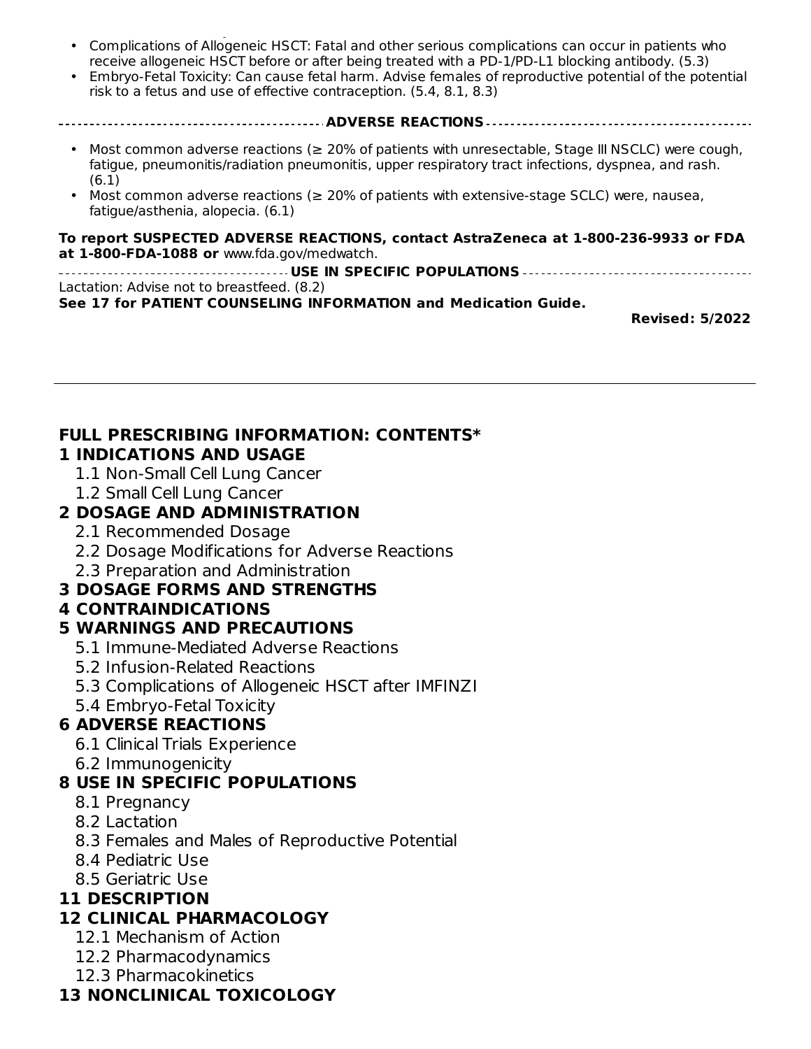- Complications of Allogeneic HSCT: Fatal and other serious complications can occur in patients who receive allogeneic HSCT before or after being treated with a PD-1/PD-L1 blocking antibody. (5.3)
- Embryo-Fetal Toxicity: Can cause fetal harm. Advise females of reproductive potential of the potential risk to a fetus and use of effective contraception. (5.4, 8.1, 8.3)

## ADVERSE REACTIONS

- Most common adverse reactions (≥ 20% of patients with unresectable, Stage III NSCLC) were cough, fatigue, pneumonitis/radiation pneumonitis, upper respiratory tract infections, dyspnea, and rash. (6.1)
- Most common adverse reactions (≥ 20% of patients with extensive-stage SCLC) were, nausea, fatigue/asthenia, alopecia. (6.1)

**To report SUSPECTED ADVERSE REACTIONS, contact AstraZeneca at 1-800-236-9933 or FDA at 1-800-FDA-1088 or** www.fda.gov/medwatch.

## USE IN SPECIFIC POPULATIONS

Lactation: Advise not to breastfeed. (8.2)

**See 17 for PATIENT COUNSELING INFORMATION and Medication Guide.**

**Revised: 5/2022**

---

# FULL PRESCRIBING INFORMATION: CONTENTS*

## 1 INDICATIONS AND USAGE

1.1 Non-Small Cell Lung Cancer
1.2 Small Cell Lung Cancer

## 2 DOSAGE AND ADMINISTRATION

2.1 Recommended Dosage
2.2 Dosage Modifications for Adverse Reactions
2.3 Preparation and Administration

## 3 DOSAGE FORMS AND STRENGTHS

## 4 CONTRAINDICATIONS

## 5 WARNINGS AND PRECAUTIONS

5.1 Immune-Mediated Adverse Reactions
5.2 Infusion-Related Reactions
5.3 Complications of Allogeneic HSCT after IMFINZI
5.4 Embryo-Fetal Toxicity

## 6 ADVERSE REACTIONS

6.1 Clinical Trials Experience
6.2 Immunogenicity

## 8 USE IN SPECIFIC POPULATIONS

8.1 Pregnancy
8.2 Lactation
8.3 Females and Males of Reproductive Potential
8.4 Pediatric Use
8.5 Geriatric Use

## 11 DESCRIPTION

## 12 CLINICAL PHARMACOLOGY

12.1 Mechanism of Action
12.2 Pharmacodynamics
12.3 Pharmacokinetics

## 13 NONCLINICAL TOXICOLOGY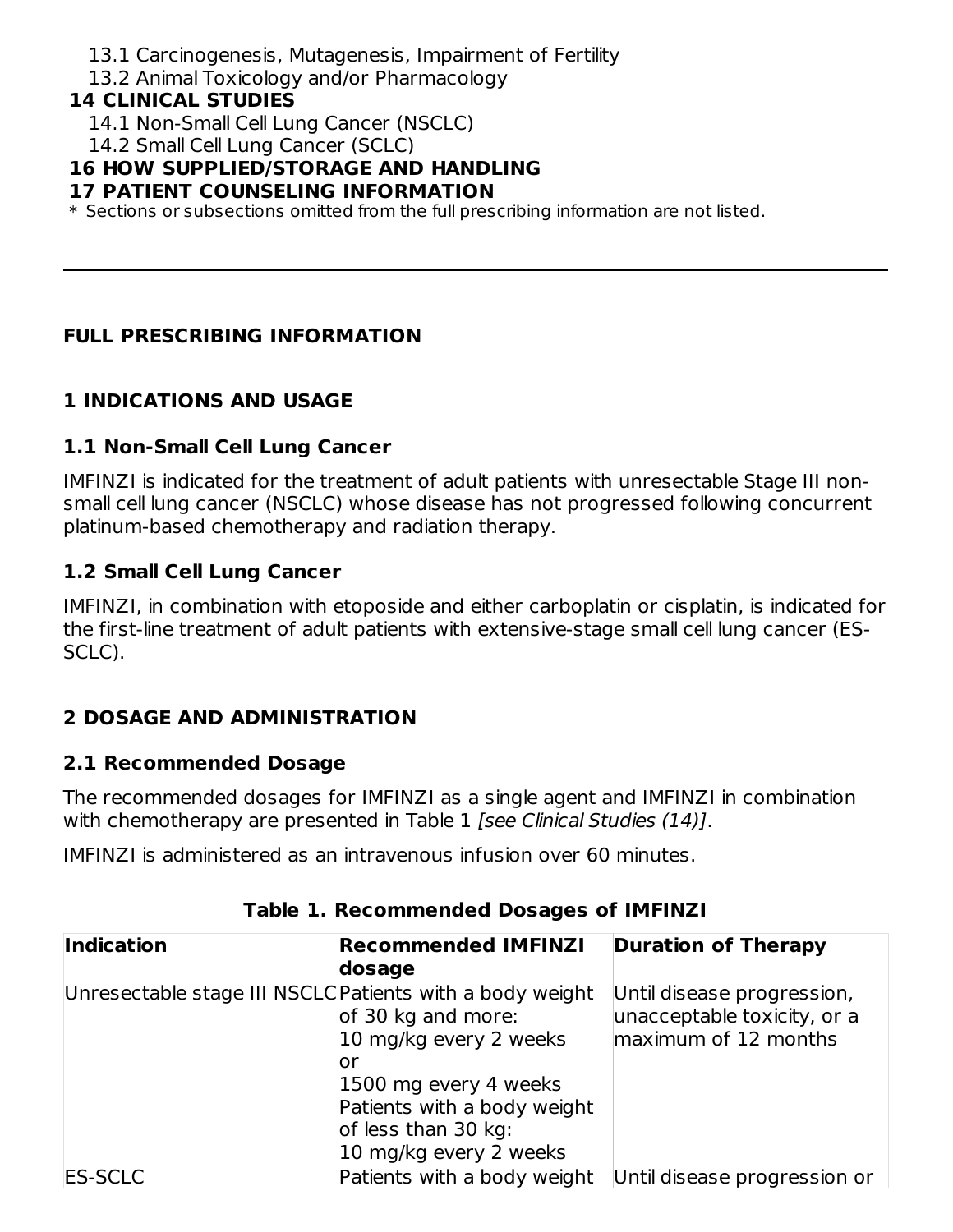13.1 Carcinogenesis, Mutagenesis, Impairment of Fertility

13.2 Animal Toxicology and/or Pharmacology

**14 CLINICAL STUDIES**

14.1 Non-Small Cell Lung Cancer (NSCLC)

14.2 Small Cell Lung Cancer (SCLC)

**16 HOW SUPPLIED/STORAGE AND HANDLING**

**17 PATIENT COUNSELING INFORMATION**

* Sections or subsections omitted from the full prescribing information are not listed.

---

## FULL PRESCRIBING INFORMATION

## 1 INDICATIONS AND USAGE

### 1.1 Non-Small Cell Lung Cancer

IMFINZI is indicated for the treatment of adult patients with unresectable Stage III non-small cell lung cancer (NSCLC) whose disease has not progressed following concurrent platinum-based chemotherapy and radiation therapy.

### 1.2 Small Cell Lung Cancer

IMFINZI, in combination with etoposide and either carboplatin or cisplatin, is indicated for the first-line treatment of adult patients with extensive-stage small cell lung cancer (ES-SCLC).

## 2 DOSAGE AND ADMINISTRATION

### 2.1 Recommended Dosage

The recommended dosages for IMFINZI as a single agent and IMFINZI in combination with chemotherapy are presented in Table 1 *[see Clinical Studies (14)]*.

IMFINZI is administered as an intravenous infusion over 60 minutes.

**Table 1. Recommended Dosages of IMFINZI**

| Indication | Recommended IMFINZI dosage | Duration of Therapy |
| --- | --- | --- |
| Unresectable stage III NSCLC | Patients with a body weight of 30 kg and more: 10 mg/kg every 2 weeks or 1500 mg every 4 weeks Patients with a body weight of less than 30 kg: 10 mg/kg every 2 weeks | Until disease progression, unacceptable toxicity, or a maximum of 12 months |
| ES-SCLC | Patients with a body weight | Until disease progression or |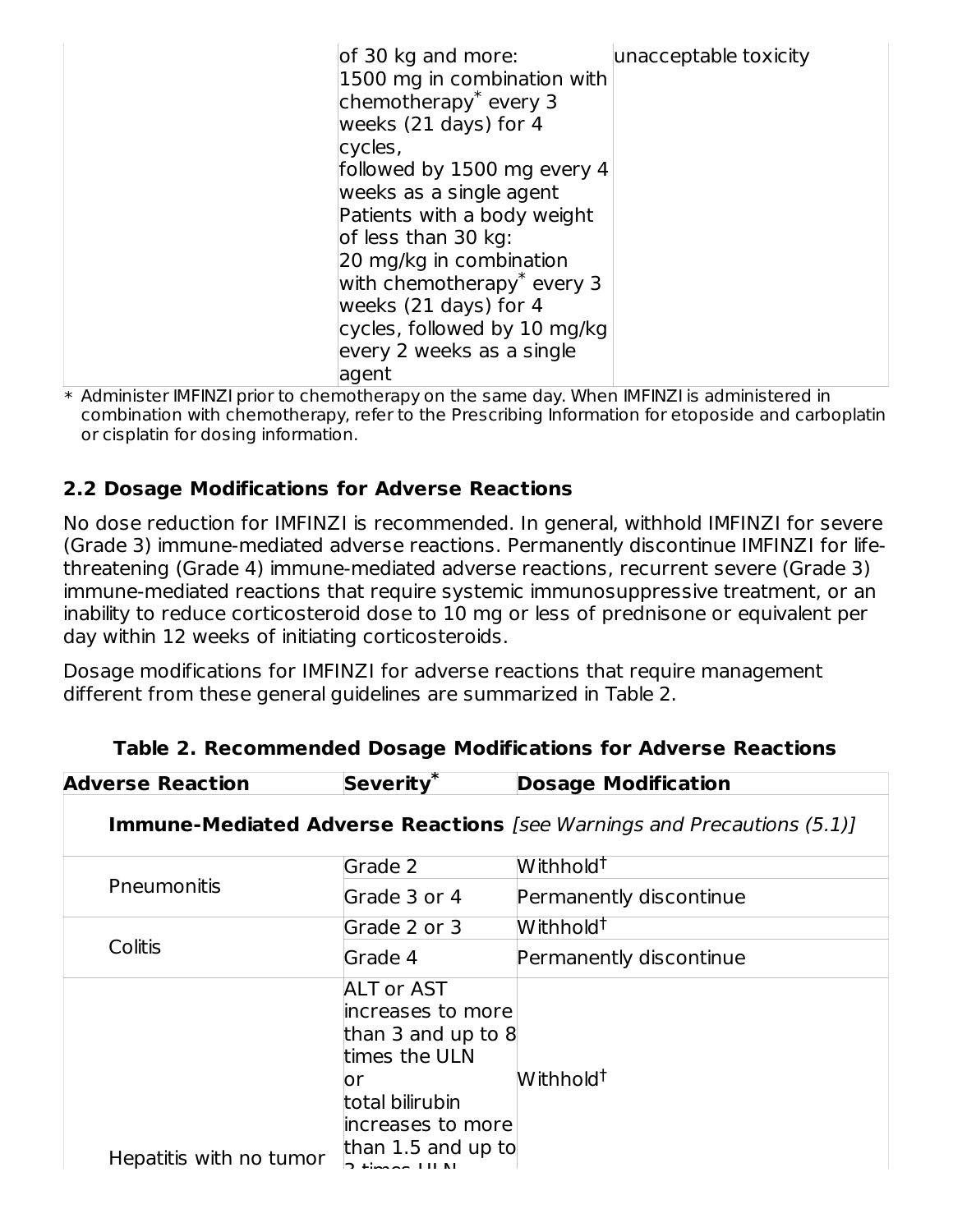| | | |
|---|---|---|
| | of 30 kg and more:<br>1500 mg in combination with chemotherapy* every 3 weeks (21 days) for 4 cycles,<br>followed by 1500 mg every 4 weeks as a single agent<br>Patients with a body weight of less than 30 kg:<br>20 mg/kg in combination with chemotherapy* every 3 weeks (21 days) for 4 cycles, followed by 10 mg/kg every 2 weeks as a single agent | unacceptable toxicity |

\* Administer IMFINZI prior to chemotherapy on the same day. When IMFINZI is administered in combination with chemotherapy, refer to the Prescribing Information for etoposide and carboplatin or cisplatin for dosing information.

## 2.2 Dosage Modifications for Adverse Reactions

No dose reduction for IMFINZI is recommended. In general, withhold IMFINZI for severe (Grade 3) immune-mediated adverse reactions. Permanently discontinue IMFINZI for life-threatening (Grade 4) immune-mediated adverse reactions, recurrent severe (Grade 3) immune-mediated reactions that require systemic immunosuppressive treatment, or an inability to reduce corticosteroid dose to 10 mg or less of prednisone or equivalent per day within 12 weeks of initiating corticosteroids.

Dosage modifications for IMFINZI for adverse reactions that require management different from these general guidelines are summarized in Table 2.

**Table 2. Recommended Dosage Modifications for Adverse Reactions**

| Adverse Reaction | Severity* | Dosage Modification |
|---|---|---|
| **Immune-Mediated Adverse Reactions** *[see Warnings and Precautions (5.1)]* | | |
| Pneumonitis | Grade 2 | Withhold† |
| | Grade 3 or 4 | Permanently discontinue |
| Colitis | Grade 2 or 3 | Withhold† |
| | Grade 4 | Permanently discontinue |
| Hepatitis with no tumor | ALT or AST increases to more than 3 and up to 8 times the ULN<br>or<br>total bilirubin increases to more than 1.5 and up to 3 times ULN | Withhold† |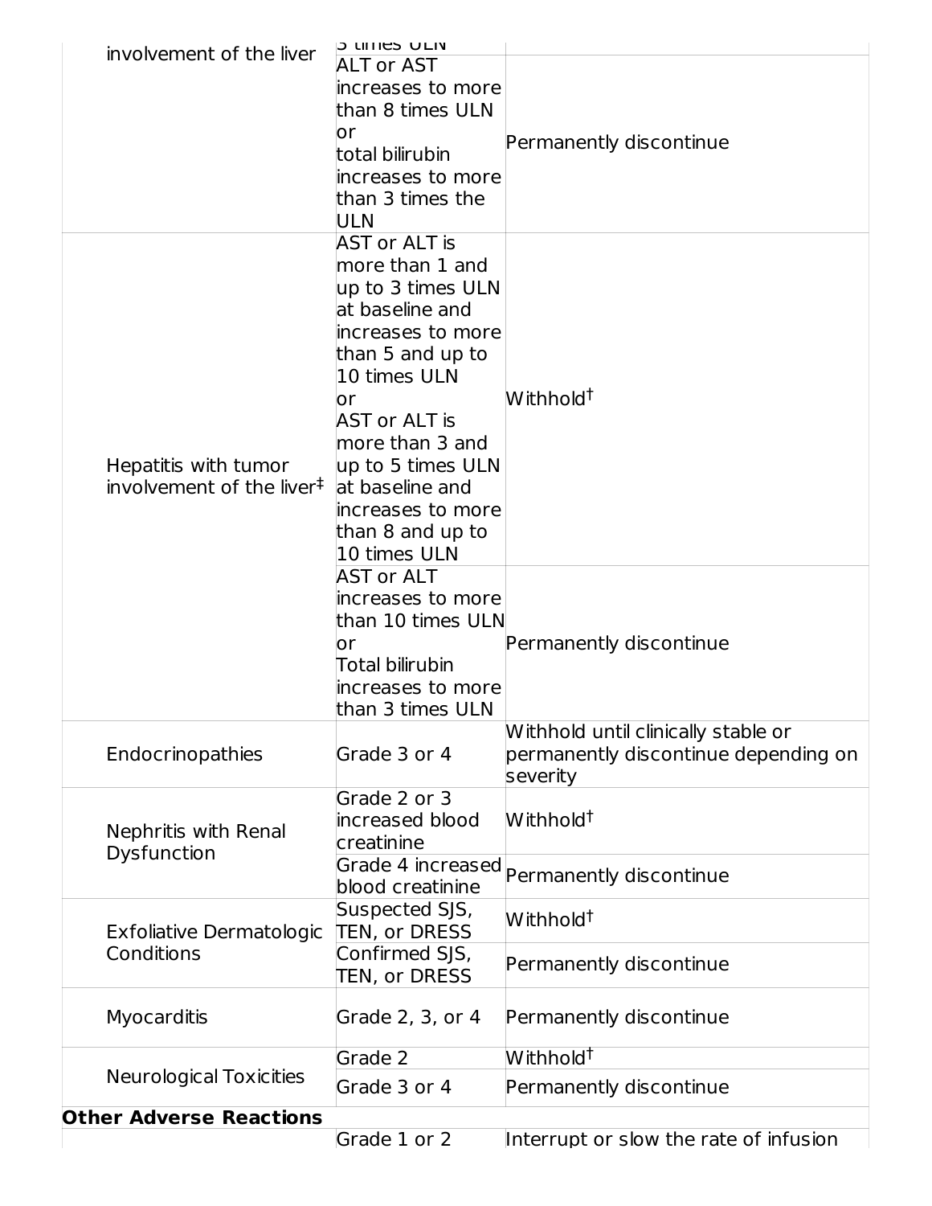| | | |
|---|---|---|
| involvement of the liver | 3 times ULN | |
| | ALT or AST increases to more than 8 times ULN or total bilirubin increases to more than 3 times the ULN | Permanently discontinue |
| Hepatitis with tumor involvement of the liver‡ | AST or ALT is more than 1 and up to 3 times ULN at baseline and increases to more than 5 and up to 10 times ULN or AST or ALT is more than 3 and up to 5 times ULN at baseline and increases to more than 8 and up to 10 times ULN | Withhold† |
| | AST or ALT increases to more than 10 times ULN or Total bilirubin increases to more than 3 times ULN | Permanently discontinue |
| Endocrinopathies | Grade 3 or 4 | Withhold until clinically stable or permanently discontinue depending on severity |
| Nephritis with Renal Dysfunction | Grade 2 or 3 increased blood creatinine | Withhold† |
| | Grade 4 increased blood creatinine | Permanently discontinue |
| Exfoliative Dermatologic Conditions | Suspected SJS, TEN, or DRESS | Withhold† |
| | Confirmed SJS, TEN, or DRESS | Permanently discontinue |
| Myocarditis | Grade 2, 3, or 4 | Permanently discontinue |
| Neurological Toxicities | Grade 2 | Withhold† |
| | Grade 3 or 4 | Permanently discontinue |
| **Other Adverse Reactions** | | |
| | Grade 1 or 2 | Interrupt or slow the rate of infusion |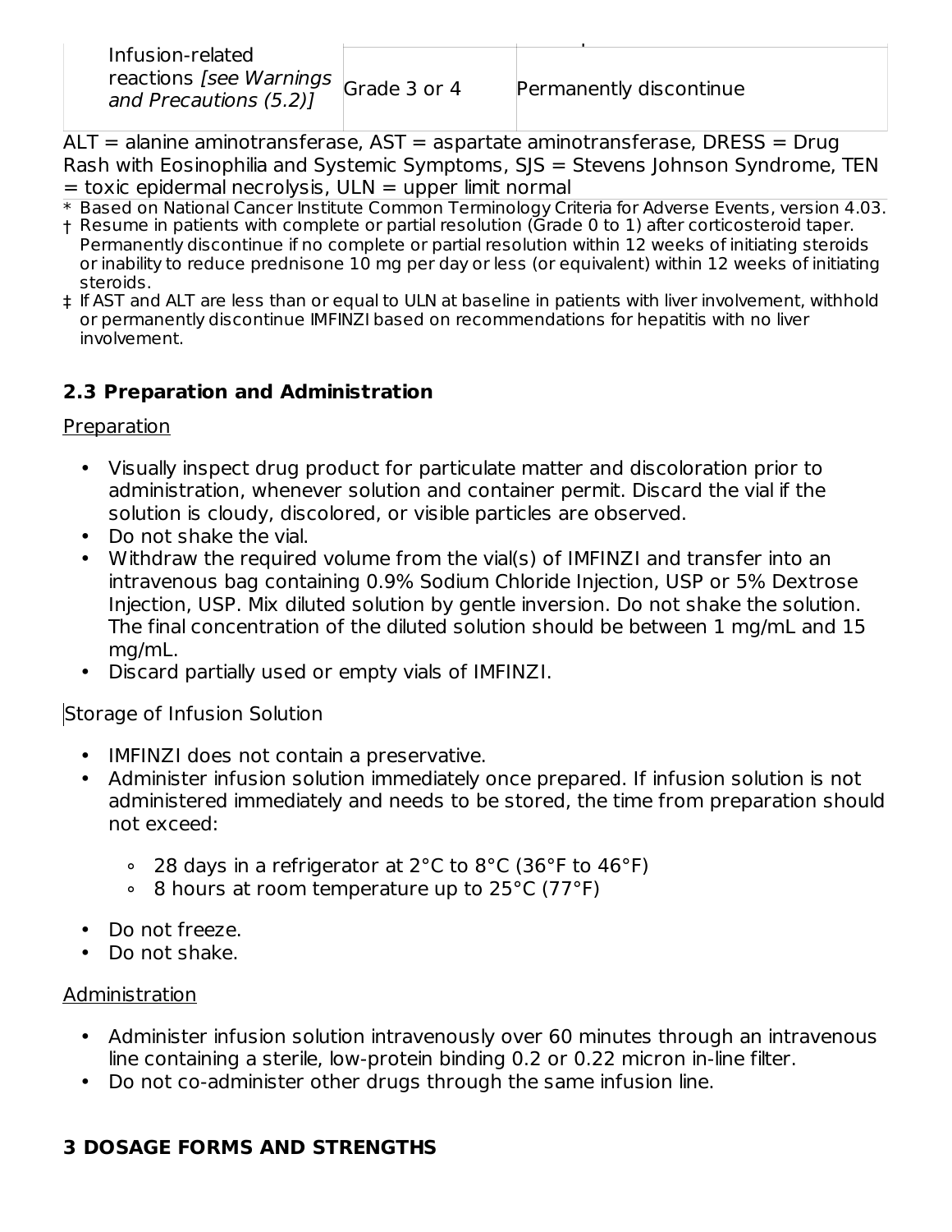| Infusion-related reactions *[see Warnings and Precautions (5.2)]* | Grade 3 or 4 | Permanently discontinue |
|---|---|---|

ALT = alanine aminotransferase, AST = aspartate aminotransferase, DRESS = Drug Rash with Eosinophilia and Systemic Symptoms, SJS = Stevens Johnson Syndrome, TEN = toxic epidermal necrolysis, ULN = upper limit normal

\* Based on National Cancer Institute Common Terminology Criteria for Adverse Events, version 4.03.

† Resume in patients with complete or partial resolution (Grade 0 to 1) after corticosteroid taper. Permanently discontinue if no complete or partial resolution within 12 weeks of initiating steroids or inability to reduce prednisone 10 mg per day or less (or equivalent) within 12 weeks of initiating steroids.

‡ If AST and ALT are less than or equal to ULN at baseline in patients with liver involvement, withhold or permanently discontinue IMFINZI based on recommendations for hepatitis with no liver involvement.

## 2.3 Preparation and Administration

Preparation

- Visually inspect drug product for particulate matter and discoloration prior to administration, whenever solution and container permit. Discard the vial if the solution is cloudy, discolored, or visible particles are observed.
- Do not shake the vial.
- Withdraw the required volume from the vial(s) of IMFINZI and transfer into an intravenous bag containing 0.9% Sodium Chloride Injection, USP or 5% Dextrose Injection, USP. Mix diluted solution by gentle inversion. Do not shake the solution. The final concentration of the diluted solution should be between 1 mg/mL and 15 mg/mL.
- Discard partially used or empty vials of IMFINZI.

Storage of Infusion Solution

- IMFINZI does not contain a preservative.
- Administer infusion solution immediately once prepared. If infusion solution is not administered immediately and needs to be stored, the time from preparation should not exceed:
  - 28 days in a refrigerator at 2°C to 8°C (36°F to 46°F)
  - 8 hours at room temperature up to 25°C (77°F)
- Do not freeze.
- Do not shake.

Administration

- Administer infusion solution intravenously over 60 minutes through an intravenous line containing a sterile, low-protein binding 0.2 or 0.22 micron in-line filter.
- Do not co-administer other drugs through the same infusion line.

## 3 DOSAGE FORMS AND STRENGTHS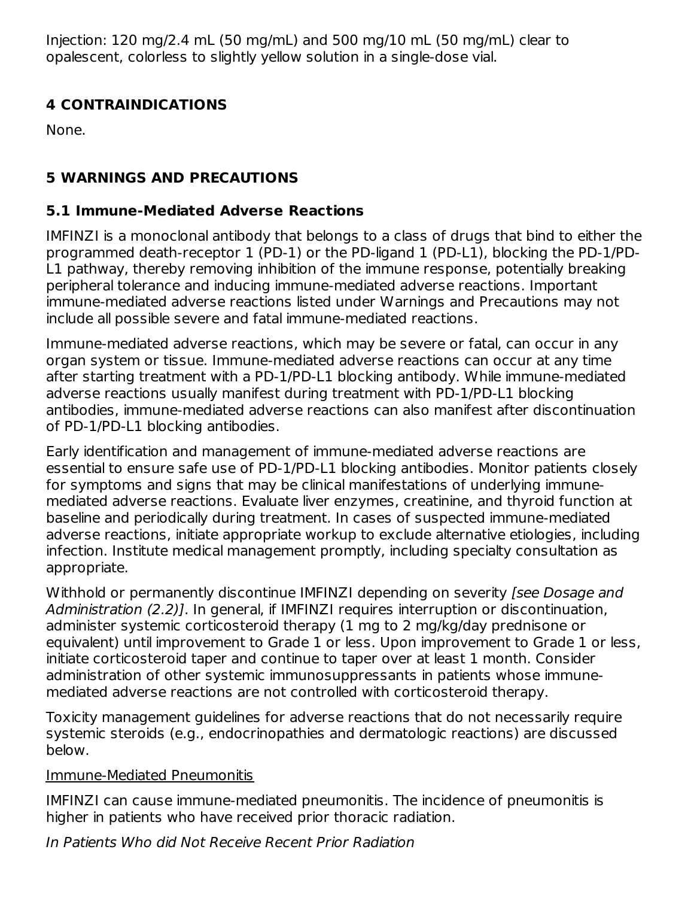Injection: 120 mg/2.4 mL (50 mg/mL) and 500 mg/10 mL (50 mg/mL) clear to opalescent, colorless to slightly yellow solution in a single-dose vial.

## 4 CONTRAINDICATIONS

None.

## 5 WARNINGS AND PRECAUTIONS

### 5.1 Immune-Mediated Adverse Reactions

IMFINZI is a monoclonal antibody that belongs to a class of drugs that bind to either the programmed death-receptor 1 (PD-1) or the PD-ligand 1 (PD-L1), blocking the PD-1/PD-L1 pathway, thereby removing inhibition of the immune response, potentially breaking peripheral tolerance and inducing immune-mediated adverse reactions. Important immune-mediated adverse reactions listed under Warnings and Precautions may not include all possible severe and fatal immune-mediated reactions.

Immune-mediated adverse reactions, which may be severe or fatal, can occur in any organ system or tissue. Immune-mediated adverse reactions can occur at any time after starting treatment with a PD-1/PD-L1 blocking antibody. While immune-mediated adverse reactions usually manifest during treatment with PD-1/PD-L1 blocking antibodies, immune-mediated adverse reactions can also manifest after discontinuation of PD-1/PD-L1 blocking antibodies.

Early identification and management of immune-mediated adverse reactions are essential to ensure safe use of PD-1/PD-L1 blocking antibodies. Monitor patients closely for symptoms and signs that may be clinical manifestations of underlying immune-mediated adverse reactions. Evaluate liver enzymes, creatinine, and thyroid function at baseline and periodically during treatment. In cases of suspected immune-mediated adverse reactions, initiate appropriate workup to exclude alternative etiologies, including infection. Institute medical management promptly, including specialty consultation as appropriate.

Withhold or permanently discontinue IMFINZI depending on severity *[see Dosage and Administration (2.2)]*. In general, if IMFINZI requires interruption or discontinuation, administer systemic corticosteroid therapy (1 mg to 2 mg/kg/day prednisone or equivalent) until improvement to Grade 1 or less. Upon improvement to Grade 1 or less, initiate corticosteroid taper and continue to taper over at least 1 month. Consider administration of other systemic immunosuppressants in patients whose immune-mediated adverse reactions are not controlled with corticosteroid therapy.

Toxicity management guidelines for adverse reactions that do not necessarily require systemic steroids (e.g., endocrinopathies and dermatologic reactions) are discussed below.

Immune-Mediated Pneumonitis

IMFINZI can cause immune-mediated pneumonitis. The incidence of pneumonitis is higher in patients who have received prior thoracic radiation.

*In Patients Who did Not Receive Recent Prior Radiation*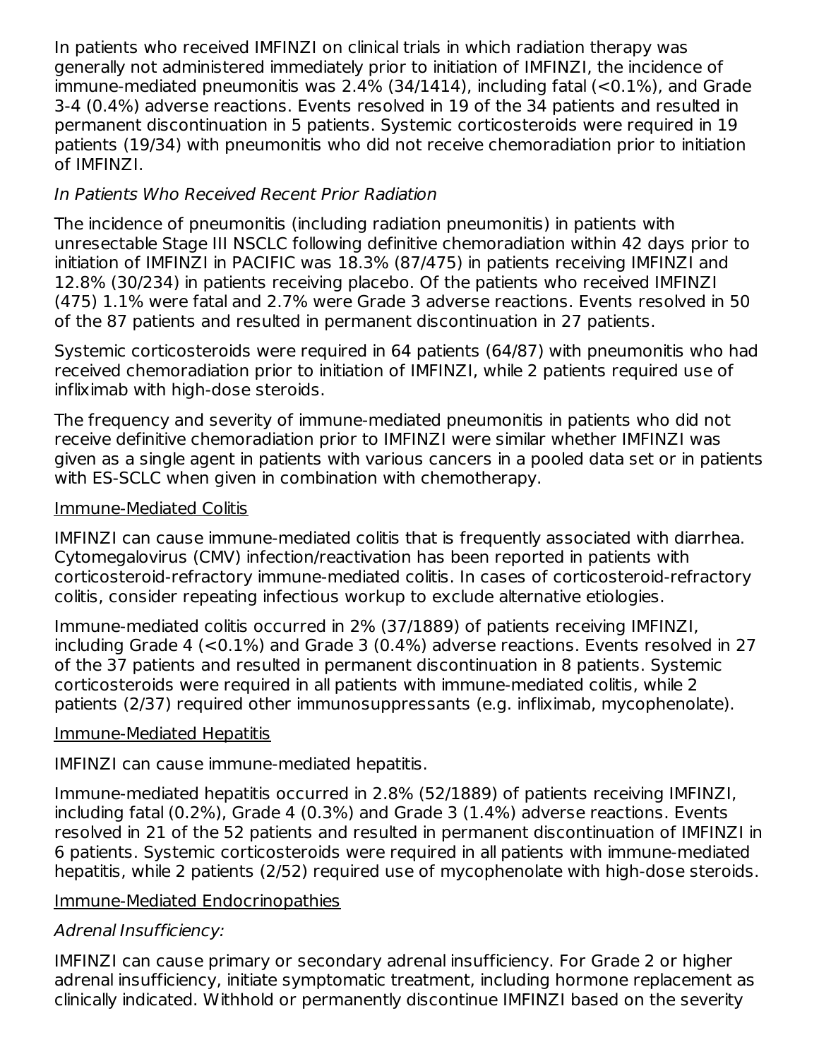In patients who received IMFINZI on clinical trials in which radiation therapy was generally not administered immediately prior to initiation of IMFINZI, the incidence of immune-mediated pneumonitis was 2.4% (34/1414), including fatal (<0.1%), and Grade 3-4 (0.4%) adverse reactions. Events resolved in 19 of the 34 patients and resulted in permanent discontinuation in 5 patients. Systemic corticosteroids were required in 19 patients (19/34) with pneumonitis who did not receive chemoradiation prior to initiation of IMFINZI.

*In Patients Who Received Recent Prior Radiation*

The incidence of pneumonitis (including radiation pneumonitis) in patients with unresectable Stage III NSCLC following definitive chemoradiation within 42 days prior to initiation of IMFINZI in PACIFIC was 18.3% (87/475) in patients receiving IMFINZI and 12.8% (30/234) in patients receiving placebo. Of the patients who received IMFINZI (475) 1.1% were fatal and 2.7% were Grade 3 adverse reactions. Events resolved in 50 of the 87 patients and resulted in permanent discontinuation in 27 patients.

Systemic corticosteroids were required in 64 patients (64/87) with pneumonitis who had received chemoradiation prior to initiation of IMFINZI, while 2 patients required use of infliximab with high-dose steroids.

The frequency and severity of immune-mediated pneumonitis in patients who did not receive definitive chemoradiation prior to IMFINZI were similar whether IMFINZI was given as a single agent in patients with various cancers in a pooled data set or in patients with ES-SCLC when given in combination with chemotherapy.

<u>Immune-Mediated Colitis</u>

IMFINZI can cause immune-mediated colitis that is frequently associated with diarrhea. Cytomegalovirus (CMV) infection/reactivation has been reported in patients with corticosteroid-refractory immune-mediated colitis. In cases of corticosteroid-refractory colitis, consider repeating infectious workup to exclude alternative etiologies.

Immune-mediated colitis occurred in 2% (37/1889) of patients receiving IMFINZI, including Grade 4 (<0.1%) and Grade 3 (0.4%) adverse reactions. Events resolved in 27 of the 37 patients and resulted in permanent discontinuation in 8 patients. Systemic corticosteroids were required in all patients with immune-mediated colitis, while 2 patients (2/37) required other immunosuppressants (e.g. infliximab, mycophenolate).

<u>Immune-Mediated Hepatitis</u>

IMFINZI can cause immune-mediated hepatitis.

Immune-mediated hepatitis occurred in 2.8% (52/1889) of patients receiving IMFINZI, including fatal (0.2%), Grade 4 (0.3%) and Grade 3 (1.4%) adverse reactions. Events resolved in 21 of the 52 patients and resulted in permanent discontinuation of IMFINZI in 6 patients. Systemic corticosteroids were required in all patients with immune-mediated hepatitis, while 2 patients (2/52) required use of mycophenolate with high-dose steroids.

<u>Immune-Mediated Endocrinopathies</u>

*Adrenal Insufficiency:*

IMFINZI can cause primary or secondary adrenal insufficiency. For Grade 2 or higher adrenal insufficiency, initiate symptomatic treatment, including hormone replacement as clinically indicated. Withhold or permanently discontinue IMFINZI based on the severity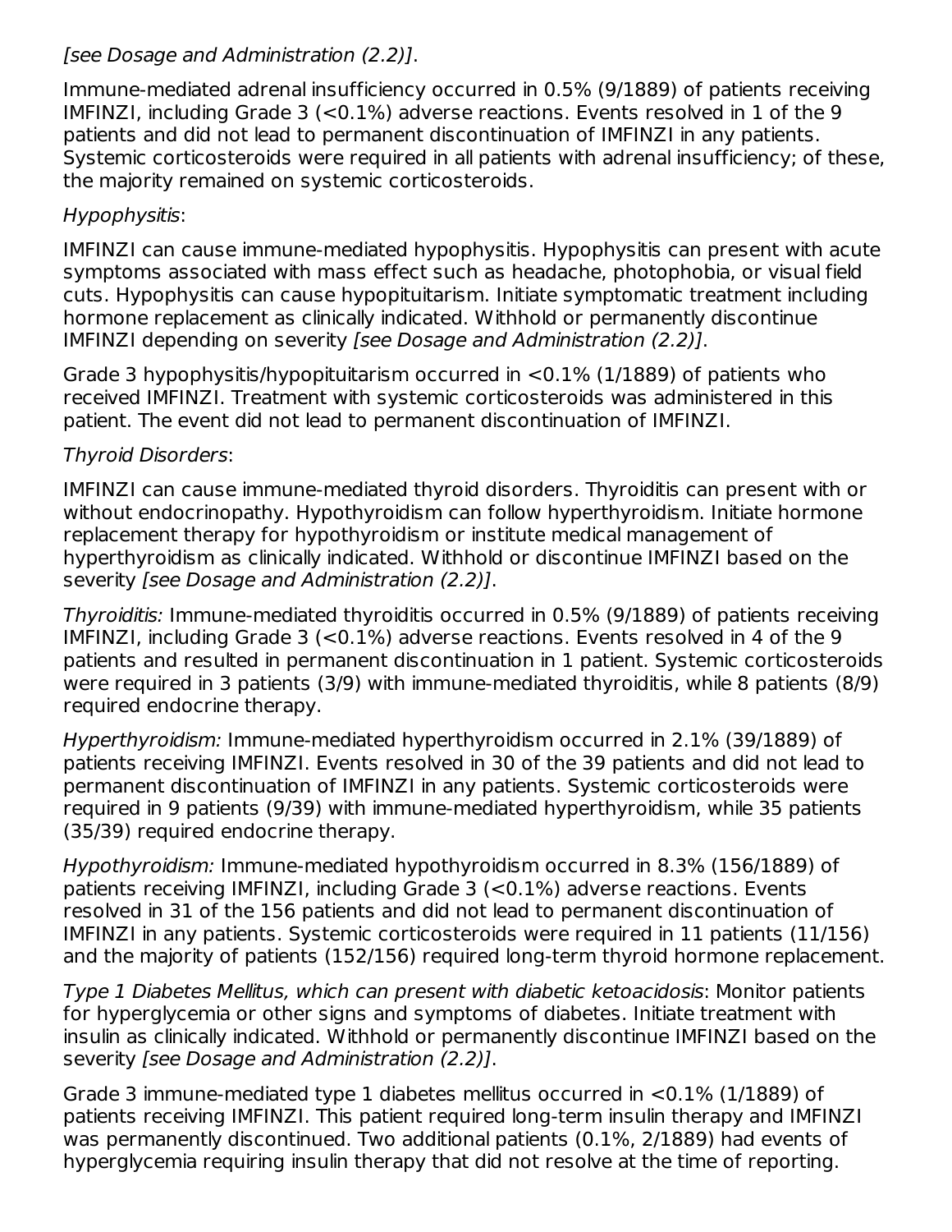*[see Dosage and Administration (2.2)]*.

Immune-mediated adrenal insufficiency occurred in 0.5% (9/1889) of patients receiving IMFINZI, including Grade 3 (<0.1%) adverse reactions. Events resolved in 1 of the 9 patients and did not lead to permanent discontinuation of IMFINZI in any patients. Systemic corticosteroids were required in all patients with adrenal insufficiency; of these, the majority remained on systemic corticosteroids.

*Hypophysitis*:

IMFINZI can cause immune-mediated hypophysitis. Hypophysitis can present with acute symptoms associated with mass effect such as headache, photophobia, or visual field cuts. Hypophysitis can cause hypopituitarism. Initiate symptomatic treatment including hormone replacement as clinically indicated. Withhold or permanently discontinue IMFINZI depending on severity *[see Dosage and Administration (2.2)]*.

Grade 3 hypophysitis/hypopituitarism occurred in <0.1% (1/1889) of patients who received IMFINZI. Treatment with systemic corticosteroids was administered in this patient. The event did not lead to permanent discontinuation of IMFINZI.

*Thyroid Disorders*:

IMFINZI can cause immune-mediated thyroid disorders. Thyroiditis can present with or without endocrinopathy. Hypothyroidism can follow hyperthyroidism. Initiate hormone replacement therapy for hypothyroidism or institute medical management of hyperthyroidism as clinically indicated. Withhold or discontinue IMFINZI based on the severity *[see Dosage and Administration (2.2)]*.

*Thyroiditis:* Immune-mediated thyroiditis occurred in 0.5% (9/1889) of patients receiving IMFINZI, including Grade 3 (<0.1%) adverse reactions. Events resolved in 4 of the 9 patients and resulted in permanent discontinuation in 1 patient. Systemic corticosteroids were required in 3 patients (3/9) with immune-mediated thyroiditis, while 8 patients (8/9) required endocrine therapy.

*Hyperthyroidism:* Immune-mediated hyperthyroidism occurred in 2.1% (39/1889) of patients receiving IMFINZI. Events resolved in 30 of the 39 patients and did not lead to permanent discontinuation of IMFINZI in any patients. Systemic corticosteroids were required in 9 patients (9/39) with immune-mediated hyperthyroidism, while 35 patients (35/39) required endocrine therapy.

*Hypothyroidism:* Immune-mediated hypothyroidism occurred in 8.3% (156/1889) of patients receiving IMFINZI, including Grade 3 (<0.1%) adverse reactions. Events resolved in 31 of the 156 patients and did not lead to permanent discontinuation of IMFINZI in any patients. Systemic corticosteroids were required in 11 patients (11/156) and the majority of patients (152/156) required long-term thyroid hormone replacement.

*Type 1 Diabetes Mellitus, which can present with diabetic ketoacidosis*: Monitor patients for hyperglycemia or other signs and symptoms of diabetes. Initiate treatment with insulin as clinically indicated. Withhold or permanently discontinue IMFINZI based on the severity *[see Dosage and Administration (2.2)]*.

Grade 3 immune-mediated type 1 diabetes mellitus occurred in <0.1% (1/1889) of patients receiving IMFINZI. This patient required long-term insulin therapy and IMFINZI was permanently discontinued. Two additional patients (0.1%, 2/1889) had events of hyperglycemia requiring insulin therapy that did not resolve at the time of reporting.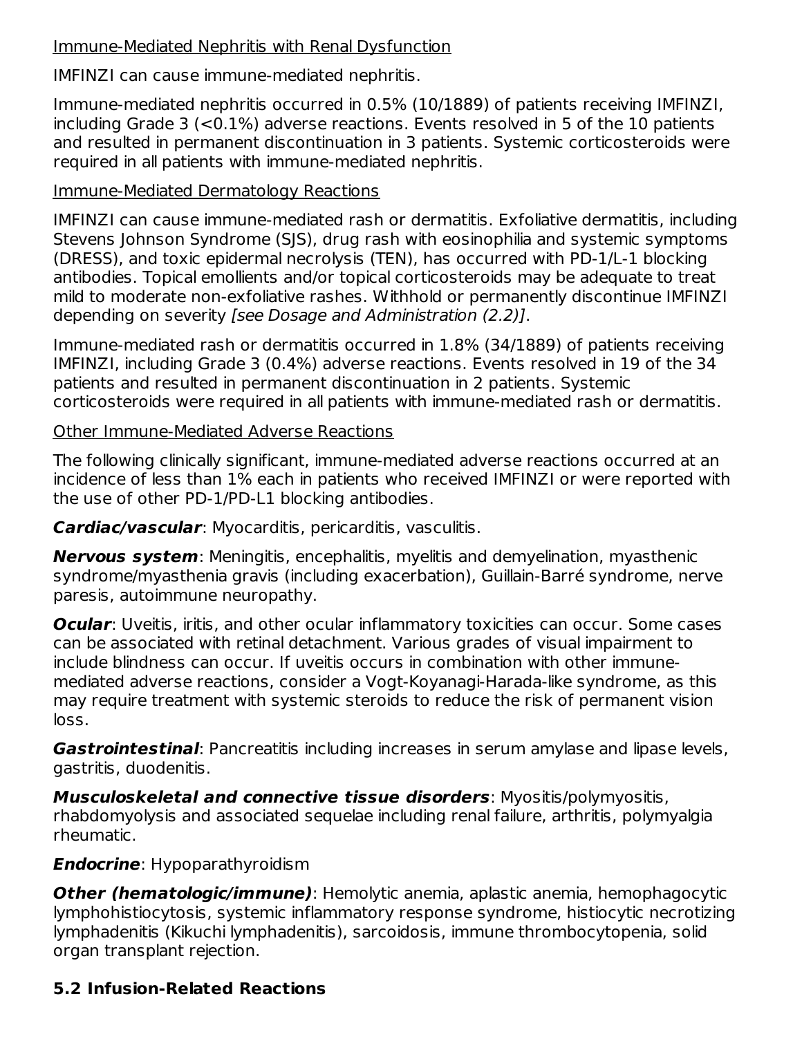Immune-Mediated Nephritis with Renal Dysfunction

IMFINZI can cause immune-mediated nephritis.

Immune-mediated nephritis occurred in 0.5% (10/1889) of patients receiving IMFINZI, including Grade 3 (<0.1%) adverse reactions. Events resolved in 5 of the 10 patients and resulted in permanent discontinuation in 3 patients. Systemic corticosteroids were required in all patients with immune-mediated nephritis.

Immune-Mediated Dermatology Reactions

IMFINZI can cause immune-mediated rash or dermatitis. Exfoliative dermatitis, including Stevens Johnson Syndrome (SJS), drug rash with eosinophilia and systemic symptoms (DRESS), and toxic epidermal necrolysis (TEN), has occurred with PD-1/L-1 blocking antibodies. Topical emollients and/or topical corticosteroids may be adequate to treat mild to moderate non-exfoliative rashes. Withhold or permanently discontinue IMFINZI depending on severity *[see Dosage and Administration (2.2)]*.

Immune-mediated rash or dermatitis occurred in 1.8% (34/1889) of patients receiving IMFINZI, including Grade 3 (0.4%) adverse reactions. Events resolved in 19 of the 34 patients and resulted in permanent discontinuation in 2 patients. Systemic corticosteroids were required in all patients with immune-mediated rash or dermatitis.

Other Immune-Mediated Adverse Reactions

The following clinically significant, immune-mediated adverse reactions occurred at an incidence of less than 1% each in patients who received IMFINZI or were reported with the use of other PD-1/PD-L1 blocking antibodies.

***Cardiac/vascular***: Myocarditis, pericarditis, vasculitis.

***Nervous system***: Meningitis, encephalitis, myelitis and demyelination, myasthenic syndrome/myasthenia gravis (including exacerbation), Guillain-Barré syndrome, nerve paresis, autoimmune neuropathy.

***Ocular***: Uveitis, iritis, and other ocular inflammatory toxicities can occur. Some cases can be associated with retinal detachment. Various grades of visual impairment to include blindness can occur. If uveitis occurs in combination with other immune-mediated adverse reactions, consider a Vogt-Koyanagi-Harada-like syndrome, as this may require treatment with systemic steroids to reduce the risk of permanent vision loss.

***Gastrointestinal***: Pancreatitis including increases in serum amylase and lipase levels, gastritis, duodenitis.

***Musculoskeletal and connective tissue disorders***: Myositis/polymyositis, rhabdomyolysis and associated sequelae including renal failure, arthritis, polymyalgia rheumatic.

***Endocrine***: Hypoparathyroidism

***Other (hematologic/immune)***: Hemolytic anemia, aplastic anemia, hemophagocytic lymphohistiocytosis, systemic inflammatory response syndrome, histiocytic necrotizing lymphadenitis (Kikuchi lymphadenitis), sarcoidosis, immune thrombocytopenia, solid organ transplant rejection.

### 5.2 Infusion-Related Reactions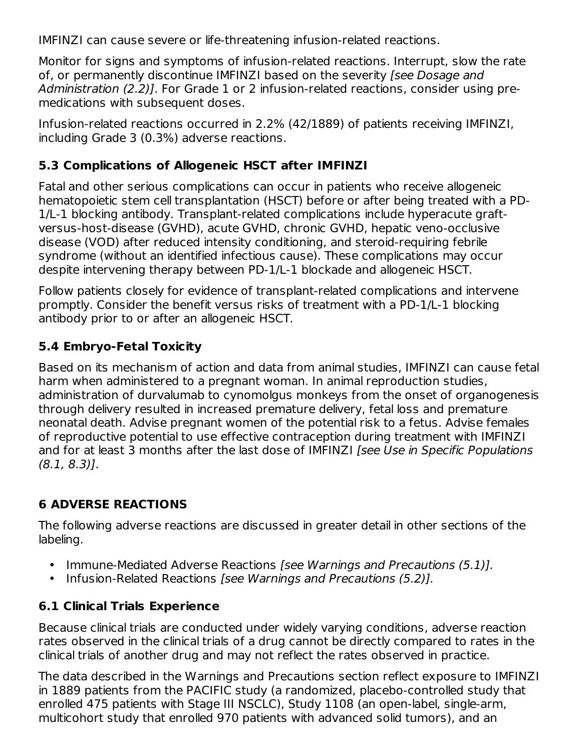IMFINZI can cause severe or life-threatening infusion-related reactions.

Monitor for signs and symptoms of infusion-related reactions. Interrupt, slow the rate of, or permanently discontinue IMFINZI based on the severity *[see Dosage and Administration (2.2)]*. For Grade 1 or 2 infusion-related reactions, consider using pre-medications with subsequent doses.

Infusion-related reactions occurred in 2.2% (42/1889) of patients receiving IMFINZI, including Grade 3 (0.3%) adverse reactions.

### 5.3 Complications of Allogeneic HSCT after IMFINZI

Fatal and other serious complications can occur in patients who receive allogeneic hematopoietic stem cell transplantation (HSCT) before or after being treated with a PD-1/L-1 blocking antibody. Transplant-related complications include hyperacute graft-versus-host-disease (GVHD), acute GVHD, chronic GVHD, hepatic veno-occlusive disease (VOD) after reduced intensity conditioning, and steroid-requiring febrile syndrome (without an identified infectious cause). These complications may occur despite intervening therapy between PD-1/L-1 blockade and allogeneic HSCT.

Follow patients closely for evidence of transplant-related complications and intervene promptly. Consider the benefit versus risks of treatment with a PD-1/L-1 blocking antibody prior to or after an allogeneic HSCT.

### 5.4 Embryo-Fetal Toxicity

Based on its mechanism of action and data from animal studies, IMFINZI can cause fetal harm when administered to a pregnant woman. In animal reproduction studies, administration of durvalumab to cynomolgus monkeys from the onset of organogenesis through delivery resulted in increased premature delivery, fetal loss and premature neonatal death. Advise pregnant women of the potential risk to a fetus. Advise females of reproductive potential to use effective contraception during treatment with IMFINZI and for at least 3 months after the last dose of IMFINZI *[see Use in Specific Populations (8.1, 8.3)]*.

## 6 ADVERSE REACTIONS

The following adverse reactions are discussed in greater detail in other sections of the labeling.

- Immune-Mediated Adverse Reactions *[see Warnings and Precautions (5.1)].*
- Infusion-Related Reactions *[see Warnings and Precautions (5.2)].*

### 6.1 Clinical Trials Experience

Because clinical trials are conducted under widely varying conditions, adverse reaction rates observed in the clinical trials of a drug cannot be directly compared to rates in the clinical trials of another drug and may not reflect the rates observed in practice.

The data described in the Warnings and Precautions section reflect exposure to IMFINZI in 1889 patients from the PACIFIC study (a randomized, placebo-controlled study that enrolled 475 patients with Stage III NSCLC), Study 1108 (an open-label, single-arm, multicohort study that enrolled 970 patients with advanced solid tumors), and an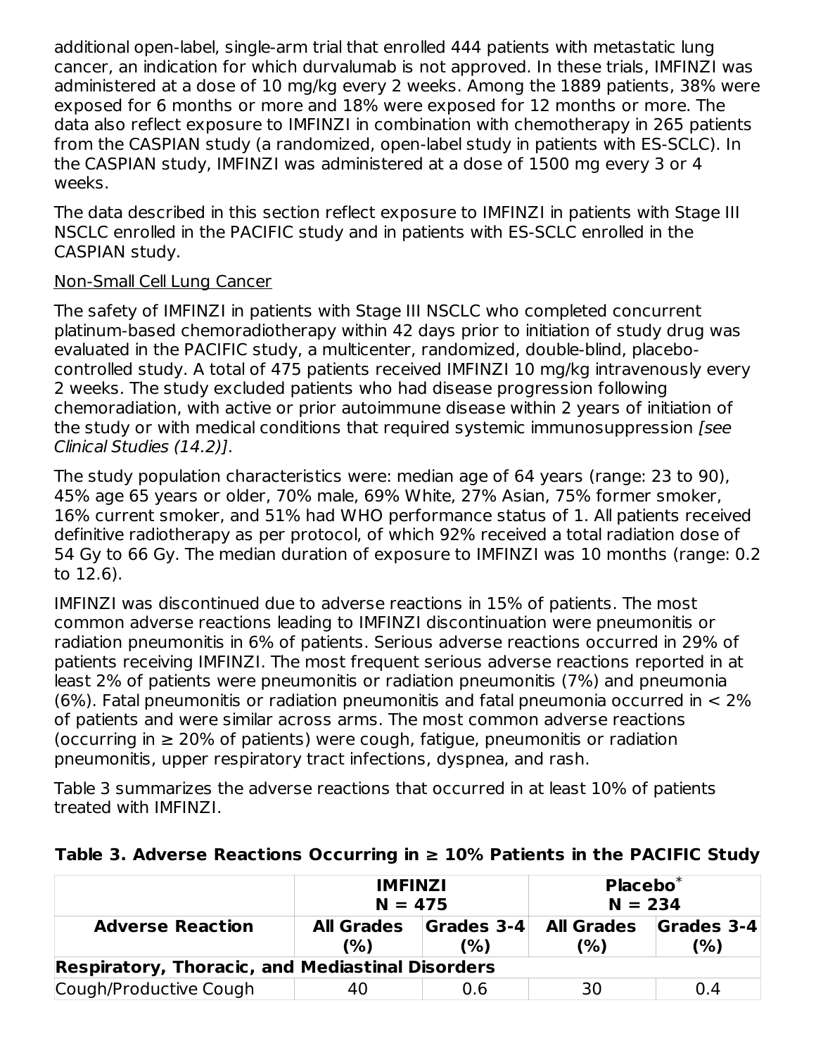additional open-label, single-arm trial that enrolled 444 patients with metastatic lung cancer, an indication for which durvalumab is not approved. In these trials, IMFINZI was administered at a dose of 10 mg/kg every 2 weeks. Among the 1889 patients, 38% were exposed for 6 months or more and 18% were exposed for 12 months or more. The data also reflect exposure to IMFINZI in combination with chemotherapy in 265 patients from the CASPIAN study (a randomized, open-label study in patients with ES-SCLC). In the CASPIAN study, IMFINZI was administered at a dose of 1500 mg every 3 or 4 weeks.

The data described in this section reflect exposure to IMFINZI in patients with Stage III NSCLC enrolled in the PACIFIC study and in patients with ES-SCLC enrolled in the CASPIAN study.

Non-Small Cell Lung Cancer

The safety of IMFINZI in patients with Stage III NSCLC who completed concurrent platinum-based chemoradiotherapy within 42 days prior to initiation of study drug was evaluated in the PACIFIC study, a multicenter, randomized, double-blind, placebo-controlled study. A total of 475 patients received IMFINZI 10 mg/kg intravenously every 2 weeks. The study excluded patients who had disease progression following chemoradiation, with active or prior autoimmune disease within 2 years of initiation of the study or with medical conditions that required systemic immunosuppression *[see Clinical Studies (14.2)]*.

The study population characteristics were: median age of 64 years (range: 23 to 90), 45% age 65 years or older, 70% male, 69% White, 27% Asian, 75% former smoker, 16% current smoker, and 51% had WHO performance status of 1. All patients received definitive radiotherapy as per protocol, of which 92% received a total radiation dose of 54 Gy to 66 Gy. The median duration of exposure to IMFINZI was 10 months (range: 0.2 to 12.6).

IMFINZI was discontinued due to adverse reactions in 15% of patients. The most common adverse reactions leading to IMFINZI discontinuation were pneumonitis or radiation pneumonitis in 6% of patients. Serious adverse reactions occurred in 29% of patients receiving IMFINZI. The most frequent serious adverse reactions reported in at least 2% of patients were pneumonitis or radiation pneumonitis (7%) and pneumonia (6%). Fatal pneumonitis or radiation pneumonitis and fatal pneumonia occurred in < 2% of patients and were similar across arms. The most common adverse reactions (occurring in ≥ 20% of patients) were cough, fatigue, pneumonitis or radiation pneumonitis, upper respiratory tract infections, dyspnea, and rash.

Table 3 summarizes the adverse reactions that occurred in at least 10% of patients treated with IMFINZI.

**Table 3. Adverse Reactions Occurring in ≥ 10% Patients in the PACIFIC Study**

| | **IMFINZI N = 475** | | **Placebo* N = 234** | |
|---|---|---|---|---|
| **Adverse Reaction** | **All Grades (%)** | **Grades 3-4 (%)** | **All Grades (%)** | **Grades 3-4 (%)** |
| **Respiratory, Thoracic, and Mediastinal Disorders** | | | | |
| Cough/Productive Cough | 40 | 0.6 | 30 | 0.4 |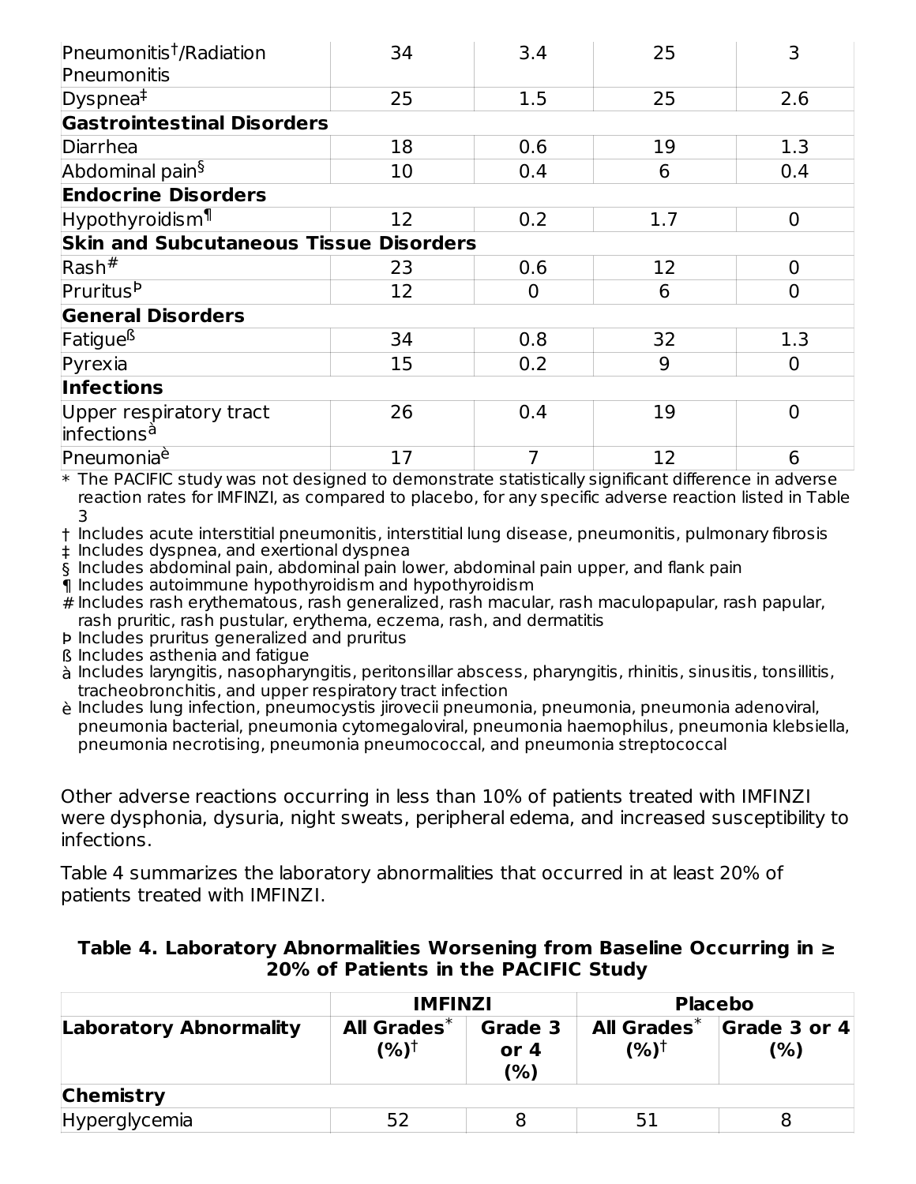| | | | | |
|---|---|---|---|---|
| Pneumonitis[†]/Radiation Pneumonitis | 34 | 3.4 | 25 | 3 |
| Dyspnea[‡] | 25 | 1.5 | 25 | 2.6 |
| **Gastrointestinal Disorders** | | | | |
| Diarrhea | 18 | 0.6 | 19 | 1.3 |
| Abdominal pain[§] | 10 | 0.4 | 6 | 0.4 |
| **Endocrine Disorders** | | | | |
| Hypothyroidism[¶] | 12 | 0.2 | 1.7 | 0 |
| **Skin and Subcutaneous Tissue Disorders** | | | | |
| Rash[#] | 23 | 0.6 | 12 | 0 |
| Pruritus[Þ] | 12 | 0 | 6 | 0 |
| **General Disorders** | | | | |
| Fatigue[ß] | 34 | 0.8 | 32 | 1.3 |
| Pyrexia | 15 | 0.2 | 9 | 0 |
| **Infections** | | | | |
| Upper respiratory tract infections[à] | 26 | 0.4 | 19 | 0 |
| Pneumonia[è] | 17 | 7 | 12 | 6 |

\* The PACIFIC study was not designed to demonstrate statistically significant difference in adverse reaction rates for IMFINZI, as compared to placebo, for any specific adverse reaction listed in Table 3

† Includes acute interstitial pneumonitis, interstitial lung disease, pneumonitis, pulmonary fibrosis

‡ Includes dyspnea, and exertional dyspnea

§ Includes abdominal pain, abdominal pain lower, abdominal pain upper, and flank pain

¶ Includes autoimmune hypothyroidism and hypothyroidism

\# Includes rash erythematous, rash generalized, rash macular, rash maculopapular, rash papular, rash pruritic, rash pustular, erythema, eczema, rash, and dermatitis

Þ Includes pruritus generalized and pruritus

ß Includes asthenia and fatigue

à Includes laryngitis, nasopharyngitis, peritonsillar abscess, pharyngitis, rhinitis, sinusitis, tonsillitis, tracheobronchitis, and upper respiratory tract infection

è Includes lung infection, pneumocystis jirovecii pneumonia, pneumonia, pneumonia adenoviral, pneumonia bacterial, pneumonia cytomegaloviral, pneumonia haemophilus, pneumonia klebsiella, pneumonia necrotising, pneumonia pneumococcal, and pneumonia streptococcal

Other adverse reactions occurring in less than 10% of patients treated with IMFINZI were dysphonia, dysuria, night sweats, peripheral edema, and increased susceptibility to infections.

Table 4 summarizes the laboratory abnormalities that occurred in at least 20% of patients treated with IMFINZI.

**Table 4. Laboratory Abnormalities Worsening from Baseline Occurring in ≥ 20% of Patients in the PACIFIC Study**

| | IMFINZI | | Placebo | |
|---|---|---|---|---|
| **Laboratory Abnormality** | **All Grades[*] (%)[†]** | **Grade 3 or 4 (%)** | **All Grades[*] (%)[†]** | **Grade 3 or 4 (%)** |
| **Chemistry** | | | | |
| Hyperglycemia | 52 | 8 | 51 | 8 |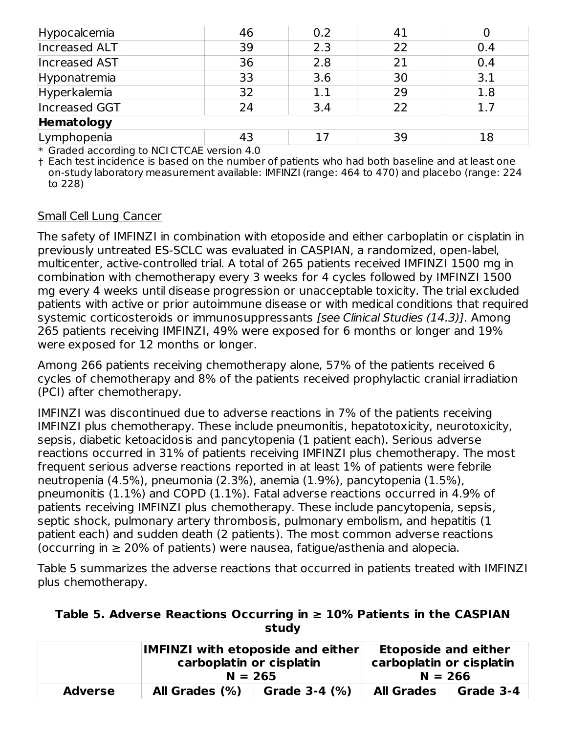| | | | | |
|---|---|---|---|---|
| Hypocalcemia | 46 | 0.2 | 41 | 0 |
| Increased ALT | 39 | 2.3 | 22 | 0.4 |
| Increased AST | 36 | 2.8 | 21 | 0.4 |
| Hyponatremia | 33 | 3.6 | 30 | 3.1 |
| Hyperkalemia | 32 | 1.1 | 29 | 1.8 |
| Increased GGT | 24 | 3.4 | 22 | 1.7 |
| **Hematology** | | | | |
| Lymphopenia | 43 | 17 | 39 | 18 |

\* Graded according to NCI CTCAE version 4.0

† Each test incidence is based on the number of patients who had both baseline and at least one on-study laboratory measurement available: IMFINZI (range: 464 to 470) and placebo (range: 224 to 228)

Small Cell Lung Cancer

The safety of IMFINZI in combination with etoposide and either carboplatin or cisplatin in previously untreated ES-SCLC was evaluated in CASPIAN, a randomized, open-label, multicenter, active-controlled trial. A total of 265 patients received IMFINZI 1500 mg in combination with chemotherapy every 3 weeks for 4 cycles followed by IMFINZI 1500 mg every 4 weeks until disease progression or unacceptable toxicity. The trial excluded patients with active or prior autoimmune disease or with medical conditions that required systemic corticosteroids or immunosuppressants *[see Clinical Studies (14.3)]*. Among 265 patients receiving IMFINZI, 49% were exposed for 6 months or longer and 19% were exposed for 12 months or longer.

Among 266 patients receiving chemotherapy alone, 57% of the patients received 6 cycles of chemotherapy and 8% of the patients received prophylactic cranial irradiation (PCI) after chemotherapy.

IMFINZI was discontinued due to adverse reactions in 7% of the patients receiving IMFINZI plus chemotherapy. These include pneumonitis, hepatotoxicity, neurotoxicity, sepsis, diabetic ketoacidosis and pancytopenia (1 patient each). Serious adverse reactions occurred in 31% of patients receiving IMFINZI plus chemotherapy. The most frequent serious adverse reactions reported in at least 1% of patients were febrile neutropenia (4.5%), pneumonia (2.3%), anemia (1.9%), pancytopenia (1.5%), pneumonitis (1.1%) and COPD (1.1%). Fatal adverse reactions occurred in 4.9% of patients receiving IMFINZI plus chemotherapy. These include pancytopenia, sepsis, septic shock, pulmonary artery thrombosis, pulmonary embolism, and hepatitis (1 patient each) and sudden death (2 patients). The most common adverse reactions (occurring in ≥ 20% of patients) were nausea, fatigue/asthenia and alopecia.

Table 5 summarizes the adverse reactions that occurred in patients treated with IMFINZI plus chemotherapy.

**Table 5. Adverse Reactions Occurring in ≥ 10% Patients in the CASPIAN study**

| | **IMFINZI with etoposide and either carboplatin or cisplatin N = 265** | | **Etoposide and either carboplatin or cisplatin N = 266** | |
|---|---|---|---|---|
| **Adverse** | **All Grades (%)** | **Grade 3-4 (%)** | **All Grades** | **Grade 3-4** |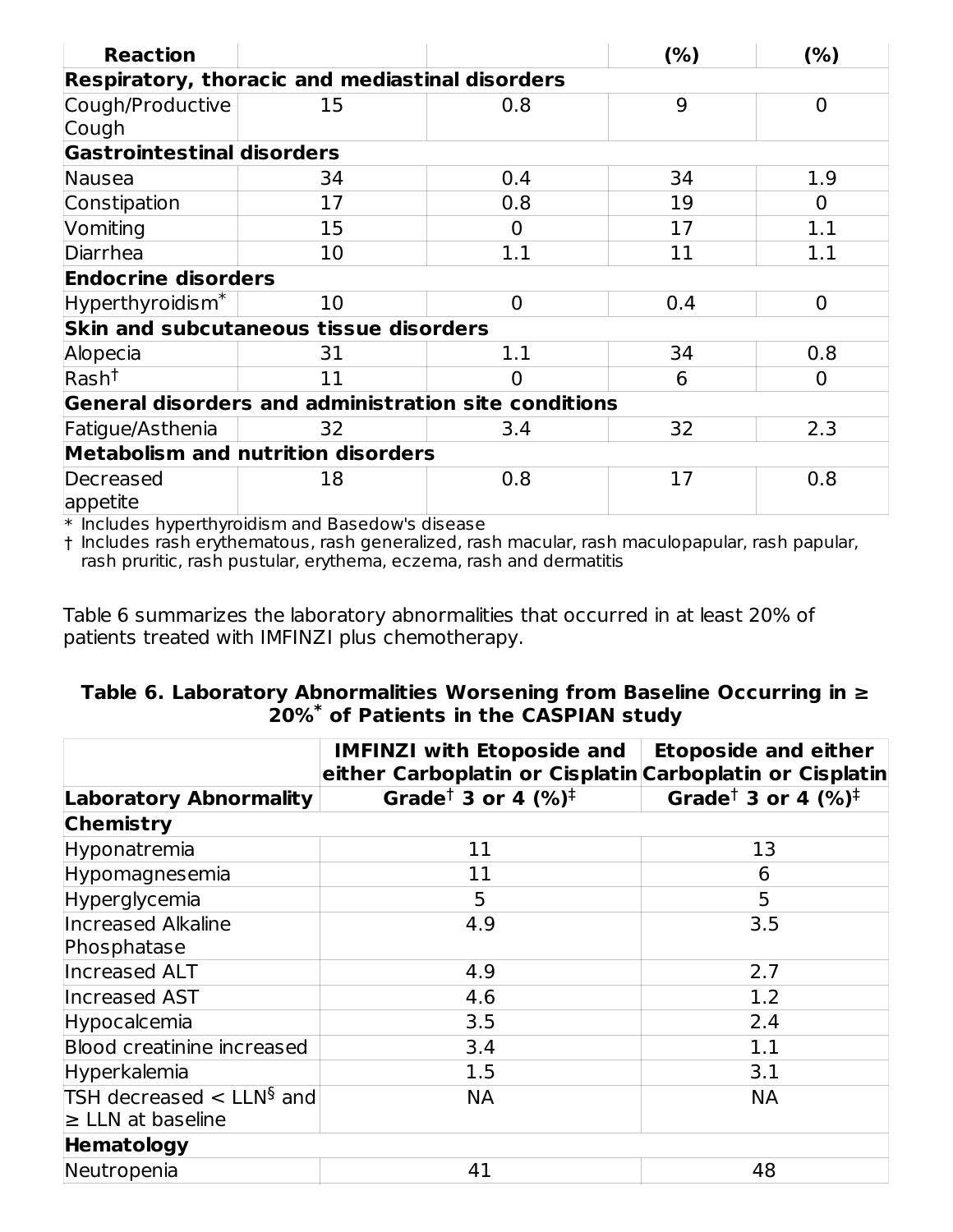| Reaction | | | (%) | (%) |
|---|---|---|---|---|
| **Respiratory, thoracic and mediastinal disorders** | | | | |
| Cough/Productive Cough | 15 | 0.8 | 9 | 0 |
| **Gastrointestinal disorders** | | | | |
| Nausea | 34 | 0.4 | 34 | 1.9 |
| Constipation | 17 | 0.8 | 19 | 0 |
| Vomiting | 15 | 0 | 17 | 1.1 |
| Diarrhea | 10 | 1.1 | 11 | 1.1 |
| **Endocrine disorders** | | | | |
| Hyperthyroidism* | 10 | 0 | 0.4 | 0 |
| **Skin and subcutaneous tissue disorders** | | | | |
| Alopecia | 31 | 1.1 | 34 | 0.8 |
| Rash† | 11 | 0 | 6 | 0 |
| **General disorders and administration site conditions** | | | | |
| Fatigue/Asthenia | 32 | 3.4 | 32 | 2.3 |
| **Metabolism and nutrition disorders** | | | | |
| Decreased appetite | 18 | 0.8 | 17 | 0.8 |

\* Includes hyperthyroidism and Basedow's disease
† Includes rash erythematous, rash generalized, rash macular, rash maculopapular, rash papular, rash pruritic, rash pustular, erythema, eczema, rash and dermatitis

Table 6 summarizes the laboratory abnormalities that occurred in at least 20% of patients treated with IMFINZI plus chemotherapy.

**Table 6. Laboratory Abnormalities Worsening from Baseline Occurring in ≥ 20%* of Patients in the CASPIAN study**

| | IMFINZI with Etoposide and either Carboplatin or Cisplatin | Etoposide and either Carboplatin or Cisplatin |
|---|---|---|
| **Laboratory Abnormality** | **Grade† 3 or 4 (%)‡** | **Grade† 3 or 4 (%)‡** |
| **Chemistry** | | |
| Hyponatremia | 11 | 13 |
| Hypomagnesemia | 11 | 6 |
| Hyperglycemia | 5 | 5 |
| Increased Alkaline Phosphatase | 4.9 | 3.5 |
| Increased ALT | 4.9 | 2.7 |
| Increased AST | 4.6 | 1.2 |
| Hypocalcemia | 3.5 | 2.4 |
| Blood creatinine increased | 3.4 | 1.1 |
| Hyperkalemia | 1.5 | 3.1 |
| TSH decreased < LLN§ and ≥ LLN at baseline | NA | NA |
| **Hematology** | | |
| Neutropenia | 41 | 48 |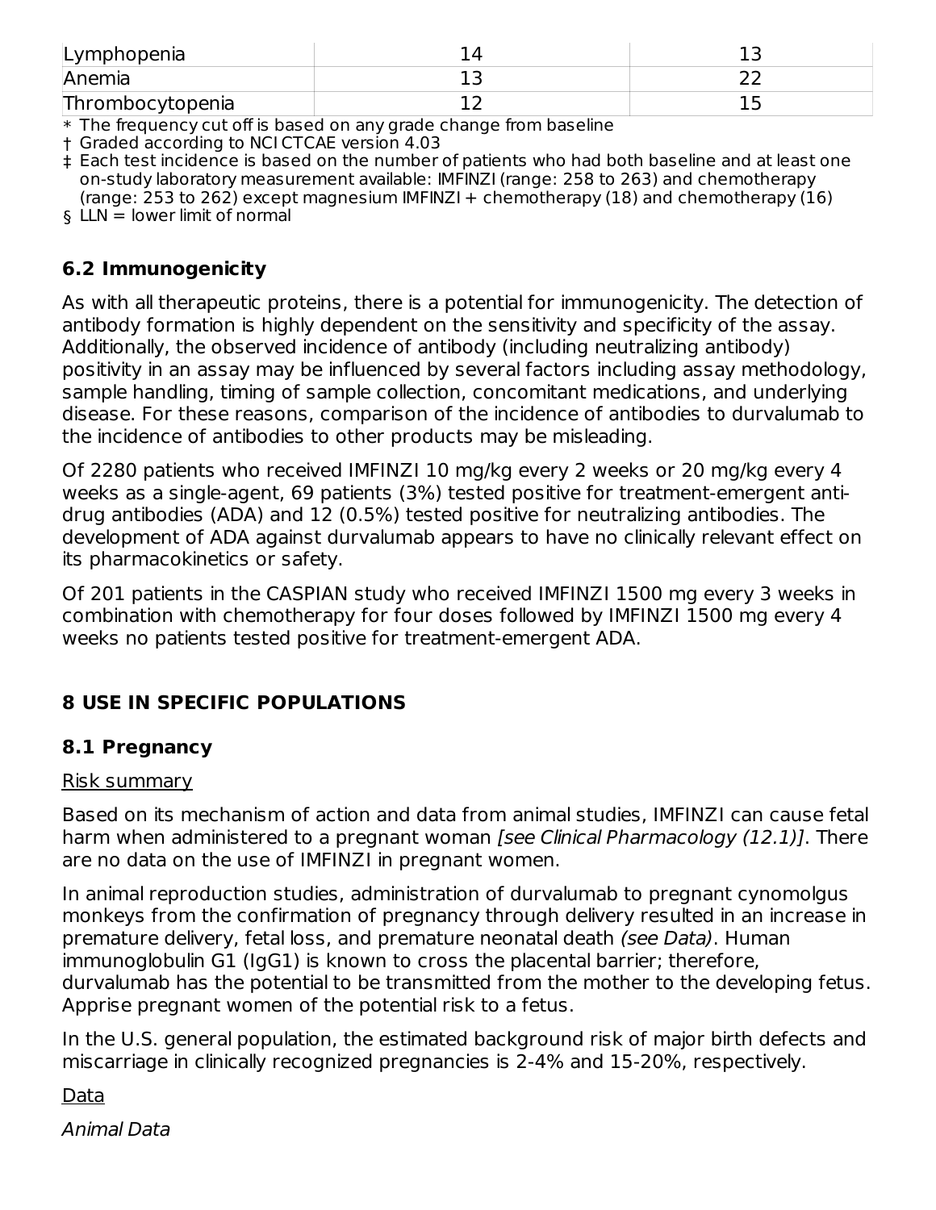| Lymphopenia | 14 | 13 |
|---|---|---|
| Anemia | 13 | 22 |
| Thrombocytopenia | 12 | 15 |

\* The frequency cut off is based on any grade change from baseline

† Graded according to NCI CTCAE version 4.03

‡ Each test incidence is based on the number of patients who had both baseline and at least one on-study laboratory measurement available: IMFINZI (range: 258 to 263) and chemotherapy (range: 253 to 262) except magnesium IMFINZI + chemotherapy (18) and chemotherapy (16)

§ LLN = lower limit of normal

## 6.2 Immunogenicity

As with all therapeutic proteins, there is a potential for immunogenicity. The detection of antibody formation is highly dependent on the sensitivity and specificity of the assay. Additionally, the observed incidence of antibody (including neutralizing antibody) positivity in an assay may be influenced by several factors including assay methodology, sample handling, timing of sample collection, concomitant medications, and underlying disease. For these reasons, comparison of the incidence of antibodies to durvalumab to the incidence of antibodies to other products may be misleading.

Of 2280 patients who received IMFINZI 10 mg/kg every 2 weeks or 20 mg/kg every 4 weeks as a single-agent, 69 patients (3%) tested positive for treatment-emergent anti-drug antibodies (ADA) and 12 (0.5%) tested positive for neutralizing antibodies. The development of ADA against durvalumab appears to have no clinically relevant effect on its pharmacokinetics or safety.

Of 201 patients in the CASPIAN study who received IMFINZI 1500 mg every 3 weeks in combination with chemotherapy for four doses followed by IMFINZI 1500 mg every 4 weeks no patients tested positive for treatment-emergent ADA.

# 8 USE IN SPECIFIC POPULATIONS

## 8.1 Pregnancy

Risk summary

Based on its mechanism of action and data from animal studies, IMFINZI can cause fetal harm when administered to a pregnant woman *[see Clinical Pharmacology (12.1)]*. There are no data on the use of IMFINZI in pregnant women.

In animal reproduction studies, administration of durvalumab to pregnant cynomolgus monkeys from the confirmation of pregnancy through delivery resulted in an increase in premature delivery, fetal loss, and premature neonatal death *(see Data)*. Human immunoglobulin G1 (IgG1) is known to cross the placental barrier; therefore, durvalumab has the potential to be transmitted from the mother to the developing fetus. Apprise pregnant women of the potential risk to a fetus.

In the U.S. general population, the estimated background risk of major birth defects and miscarriage in clinically recognized pregnancies is 2-4% and 15-20%, respectively.

Data

*Animal Data*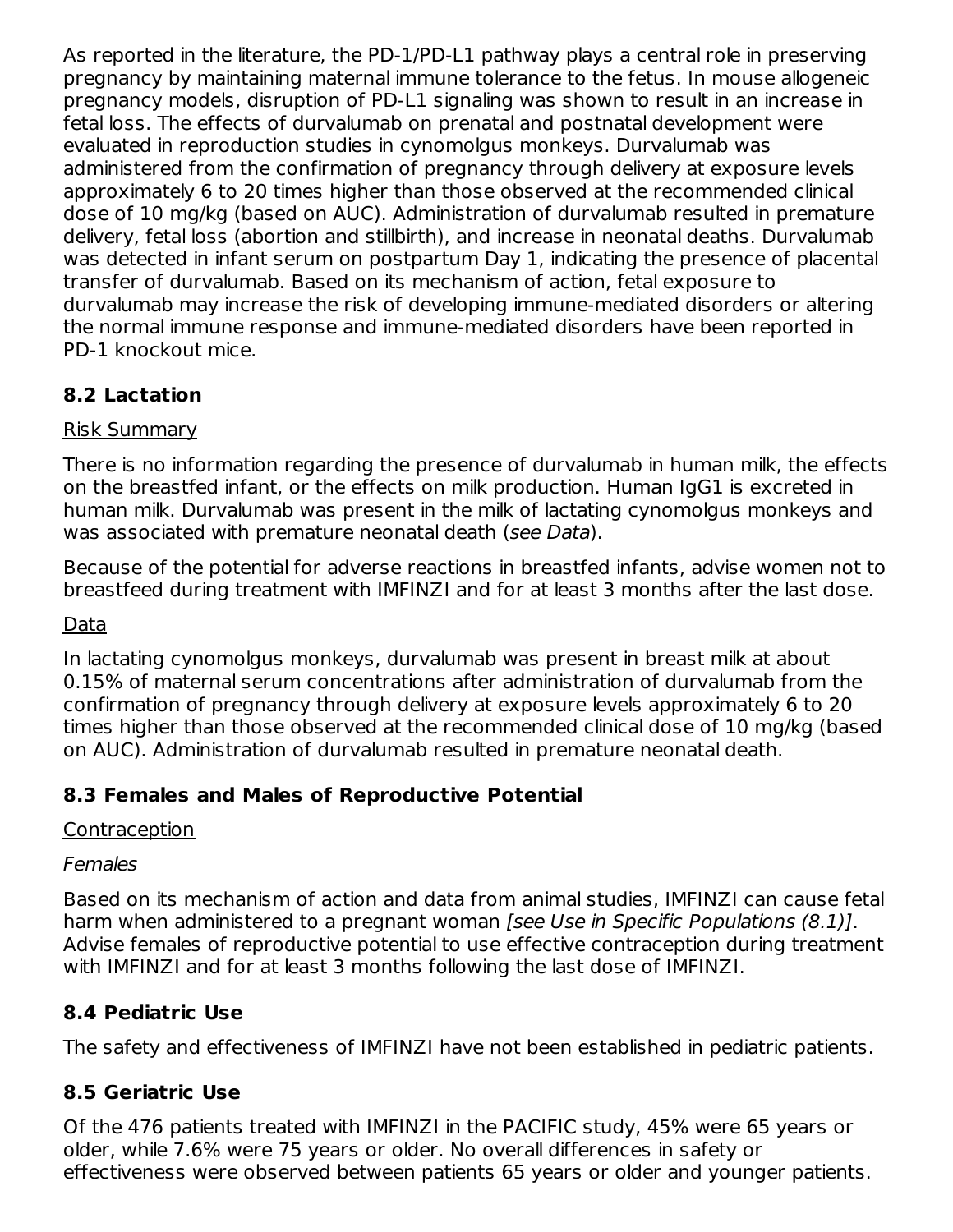As reported in the literature, the PD-1/PD-L1 pathway plays a central role in preserving pregnancy by maintaining maternal immune tolerance to the fetus. In mouse allogeneic pregnancy models, disruption of PD-L1 signaling was shown to result in an increase in fetal loss. The effects of durvalumab on prenatal and postnatal development were evaluated in reproduction studies in cynomolgus monkeys. Durvalumab was administered from the confirmation of pregnancy through delivery at exposure levels approximately 6 to 20 times higher than those observed at the recommended clinical dose of 10 mg/kg (based on AUC). Administration of durvalumab resulted in premature delivery, fetal loss (abortion and stillbirth), and increase in neonatal deaths. Durvalumab was detected in infant serum on postpartum Day 1, indicating the presence of placental transfer of durvalumab. Based on its mechanism of action, fetal exposure to durvalumab may increase the risk of developing immune-mediated disorders or altering the normal immune response and immune-mediated disorders have been reported in PD-1 knockout mice.

## 8.2 Lactation

Risk Summary

There is no information regarding the presence of durvalumab in human milk, the effects on the breastfed infant, or the effects on milk production. Human IgG1 is excreted in human milk. Durvalumab was present in the milk of lactating cynomolgus monkeys and was associated with premature neonatal death (*see Data*).

Because of the potential for adverse reactions in breastfed infants, advise women not to breastfeed during treatment with IMFINZI and for at least 3 months after the last dose.

Data

In lactating cynomolgus monkeys, durvalumab was present in breast milk at about 0.15% of maternal serum concentrations after administration of durvalumab from the confirmation of pregnancy through delivery at exposure levels approximately 6 to 20 times higher than those observed at the recommended clinical dose of 10 mg/kg (based on AUC). Administration of durvalumab resulted in premature neonatal death.

## 8.3 Females and Males of Reproductive Potential

Contraception

*Females*

Based on its mechanism of action and data from animal studies, IMFINZI can cause fetal harm when administered to a pregnant woman *[see Use in Specific Populations (8.1)]*. Advise females of reproductive potential to use effective contraception during treatment with IMFINZI and for at least 3 months following the last dose of IMFINZI.

## 8.4 Pediatric Use

The safety and effectiveness of IMFINZI have not been established in pediatric patients.

## 8.5 Geriatric Use

Of the 476 patients treated with IMFINZI in the PACIFIC study, 45% were 65 years or older, while 7.6% were 75 years or older. No overall differences in safety or effectiveness were observed between patients 65 years or older and younger patients.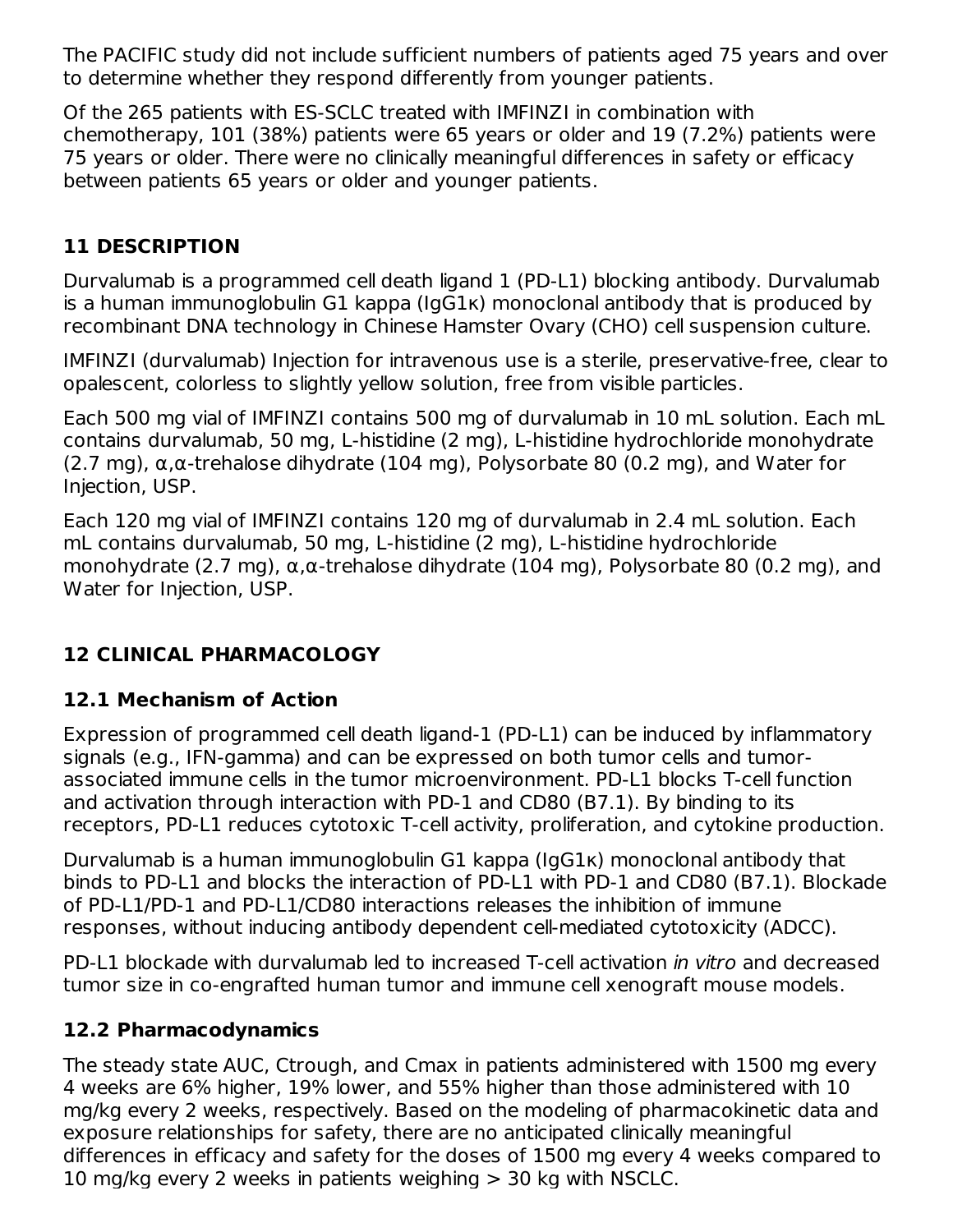The PACIFIC study did not include sufficient numbers of patients aged 75 years and over to determine whether they respond differently from younger patients.

Of the 265 patients with ES-SCLC treated with IMFINZI in combination with chemotherapy, 101 (38%) patients were 65 years or older and 19 (7.2%) patients were 75 years or older. There were no clinically meaningful differences in safety or efficacy between patients 65 years or older and younger patients.

## 11 DESCRIPTION

Durvalumab is a programmed cell death ligand 1 (PD-L1) blocking antibody. Durvalumab is a human immunoglobulin G1 kappa (IgG1κ) monoclonal antibody that is produced by recombinant DNA technology in Chinese Hamster Ovary (CHO) cell suspension culture.

IMFINZI (durvalumab) Injection for intravenous use is a sterile, preservative-free, clear to opalescent, colorless to slightly yellow solution, free from visible particles.

Each 500 mg vial of IMFINZI contains 500 mg of durvalumab in 10 mL solution. Each mL contains durvalumab, 50 mg, L-histidine (2 mg), L-histidine hydrochloride monohydrate (2.7 mg), α,α-trehalose dihydrate (104 mg), Polysorbate 80 (0.2 mg), and Water for Injection, USP.

Each 120 mg vial of IMFINZI contains 120 mg of durvalumab in 2.4 mL solution. Each mL contains durvalumab, 50 mg, L-histidine (2 mg), L-histidine hydrochloride monohydrate (2.7 mg), α,α-trehalose dihydrate (104 mg), Polysorbate 80 (0.2 mg), and Water for Injection, USP.

## 12 CLINICAL PHARMACOLOGY

### 12.1 Mechanism of Action

Expression of programmed cell death ligand-1 (PD-L1) can be induced by inflammatory signals (e.g., IFN-gamma) and can be expressed on both tumor cells and tumor-associated immune cells in the tumor microenvironment. PD-L1 blocks T-cell function and activation through interaction with PD-1 and CD80 (B7.1). By binding to its receptors, PD-L1 reduces cytotoxic T-cell activity, proliferation, and cytokine production.

Durvalumab is a human immunoglobulin G1 kappa (IgG1κ) monoclonal antibody that binds to PD-L1 and blocks the interaction of PD-L1 with PD-1 and CD80 (B7.1). Blockade of PD-L1/PD-1 and PD-L1/CD80 interactions releases the inhibition of immune responses, without inducing antibody dependent cell-mediated cytotoxicity (ADCC).

PD-L1 blockade with durvalumab led to increased T-cell activation *in vitro* and decreased tumor size in co-engrafted human tumor and immune cell xenograft mouse models.

### 12.2 Pharmacodynamics

The steady state AUC, Ctrough, and Cmax in patients administered with 1500 mg every 4 weeks are 6% higher, 19% lower, and 55% higher than those administered with 10 mg/kg every 2 weeks, respectively. Based on the modeling of pharmacokinetic data and exposure relationships for safety, there are no anticipated clinically meaningful differences in efficacy and safety for the doses of 1500 mg every 4 weeks compared to 10 mg/kg every 2 weeks in patients weighing > 30 kg with NSCLC.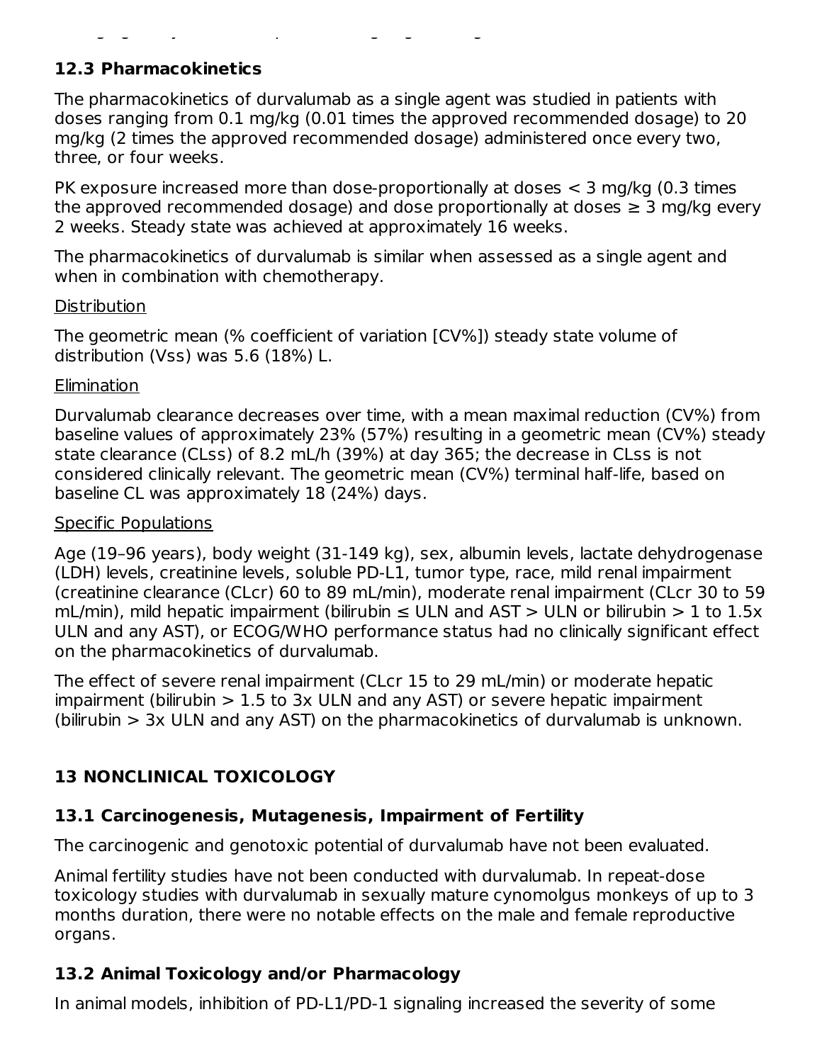## 12.3 Pharmacokinetics

The pharmacokinetics of durvalumab as a single agent was studied in patients with doses ranging from 0.1 mg/kg (0.01 times the approved recommended dosage) to 20 mg/kg (2 times the approved recommended dosage) administered once every two, three, or four weeks.

PK exposure increased more than dose-proportionally at doses < 3 mg/kg (0.3 times the approved recommended dosage) and dose proportionally at doses ≥ 3 mg/kg every 2 weeks. Steady state was achieved at approximately 16 weeks.

The pharmacokinetics of durvalumab is similar when assessed as a single agent and when in combination with chemotherapy.

Distribution

The geometric mean (% coefficient of variation [CV%]) steady state volume of distribution (Vss) was 5.6 (18%) L.

Elimination

Durvalumab clearance decreases over time, with a mean maximal reduction (CV%) from baseline values of approximately 23% (57%) resulting in a geometric mean (CV%) steady state clearance (CLss) of 8.2 mL/h (39%) at day 365; the decrease in CLss is not considered clinically relevant. The geometric mean (CV%) terminal half-life, based on baseline CL was approximately 18 (24%) days.

Specific Populations

Age (19–96 years), body weight (31-149 kg), sex, albumin levels, lactate dehydrogenase (LDH) levels, creatinine levels, soluble PD-L1, tumor type, race, mild renal impairment (creatinine clearance (CLcr) 60 to 89 mL/min), moderate renal impairment (CLcr 30 to 59 mL/min), mild hepatic impairment (bilirubin ≤ ULN and AST > ULN or bilirubin > 1 to 1.5x ULN and any AST), or ECOG/WHO performance status had no clinically significant effect on the pharmacokinetics of durvalumab.

The effect of severe renal impairment (CLcr 15 to 29 mL/min) or moderate hepatic impairment (bilirubin > 1.5 to 3x ULN and any AST) or severe hepatic impairment (bilirubin > 3x ULN and any AST) on the pharmacokinetics of durvalumab is unknown.

# 13 NONCLINICAL TOXICOLOGY

## 13.1 Carcinogenesis, Mutagenesis, Impairment of Fertility

The carcinogenic and genotoxic potential of durvalumab have not been evaluated.

Animal fertility studies have not been conducted with durvalumab. In repeat-dose toxicology studies with durvalumab in sexually mature cynomolgus monkeys of up to 3 months duration, there were no notable effects on the male and female reproductive organs.

## 13.2 Animal Toxicology and/or Pharmacology

In animal models, inhibition of PD-L1/PD-1 signaling increased the severity of some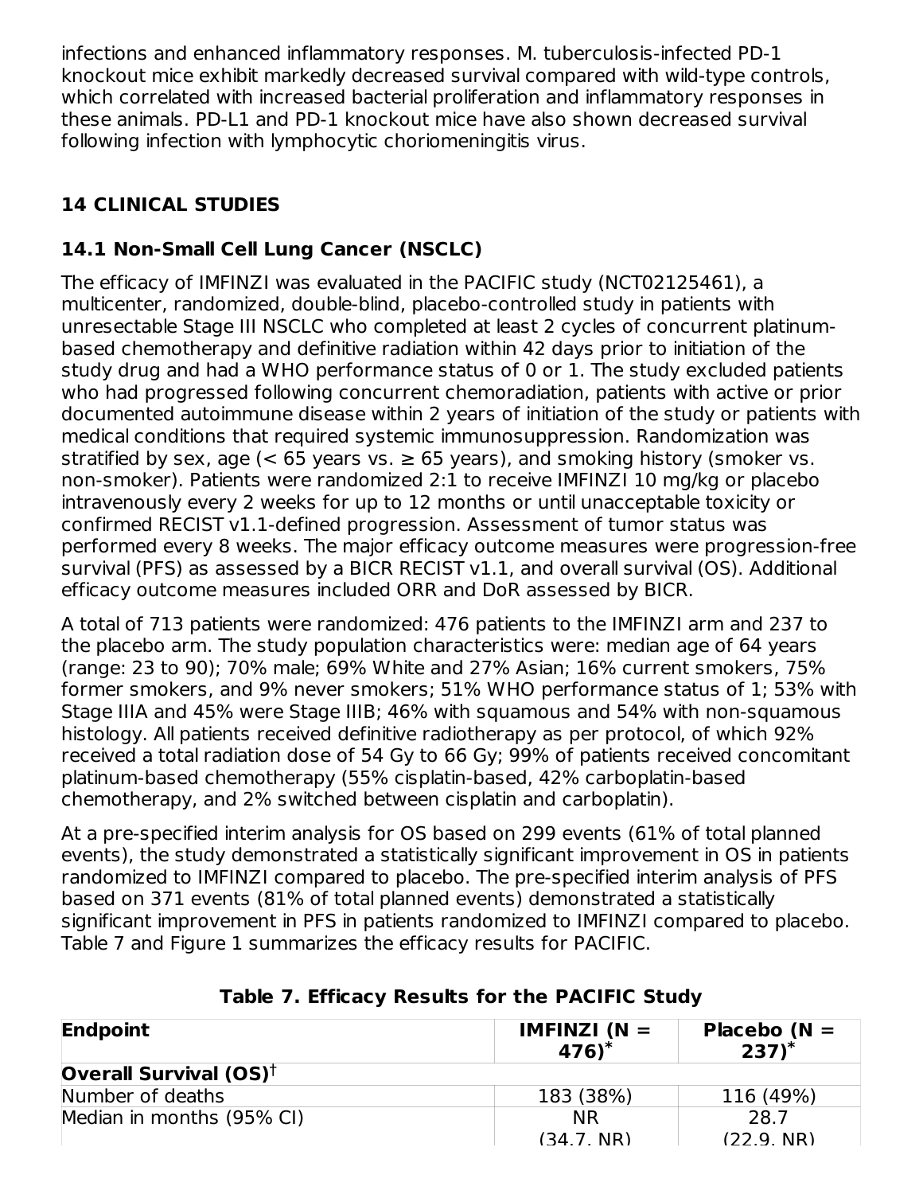infections and enhanced inflammatory responses. M. tuberculosis-infected PD-1 knockout mice exhibit markedly decreased survival compared with wild-type controls, which correlated with increased bacterial proliferation and inflammatory responses in these animals. PD-L1 and PD-1 knockout mice have also shown decreased survival following infection with lymphocytic choriomeningitis virus.

## 14 CLINICAL STUDIES

### 14.1 Non-Small Cell Lung Cancer (NSCLC)

The efficacy of IMFINZI was evaluated in the PACIFIC study (NCT02125461), a multicenter, randomized, double-blind, placebo-controlled study in patients with unresectable Stage III NSCLC who completed at least 2 cycles of concurrent platinum-based chemotherapy and definitive radiation within 42 days prior to initiation of the study drug and had a WHO performance status of 0 or 1. The study excluded patients who had progressed following concurrent chemoradiation, patients with active or prior documented autoimmune disease within 2 years of initiation of the study or patients with medical conditions that required systemic immunosuppression. Randomization was stratified by sex, age (< 65 years vs. ≥ 65 years), and smoking history (smoker vs. non-smoker). Patients were randomized 2:1 to receive IMFINZI 10 mg/kg or placebo intravenously every 2 weeks for up to 12 months or until unacceptable toxicity or confirmed RECIST v1.1-defined progression. Assessment of tumor status was performed every 8 weeks. The major efficacy outcome measures were progression-free survival (PFS) as assessed by a BICR RECIST v1.1, and overall survival (OS). Additional efficacy outcome measures included ORR and DoR assessed by BICR.

A total of 713 patients were randomized: 476 patients to the IMFINZI arm and 237 to the placebo arm. The study population characteristics were: median age of 64 years (range: 23 to 90); 70% male; 69% White and 27% Asian; 16% current smokers, 75% former smokers, and 9% never smokers; 51% WHO performance status of 1; 53% with Stage IIIA and 45% were Stage IIIB; 46% with squamous and 54% with non-squamous histology. All patients received definitive radiotherapy as per protocol, of which 92% received a total radiation dose of 54 Gy to 66 Gy; 99% of patients received concomitant platinum-based chemotherapy (55% cisplatin-based, 42% carboplatin-based chemotherapy, and 2% switched between cisplatin and carboplatin).

At a pre-specified interim analysis for OS based on 299 events (61% of total planned events), the study demonstrated a statistically significant improvement in OS in patients randomized to IMFINZI compared to placebo. The pre-specified interim analysis of PFS based on 371 events (81% of total planned events) demonstrated a statistically significant improvement in PFS in patients randomized to IMFINZI compared to placebo. Table 7 and Figure 1 summarizes the efficacy results for PACIFIC.

**Table 7. Efficacy Results for the PACIFIC Study**

| Endpoint | IMFINZI (N = 476)* | Placebo (N = 237)* |
|---|---|---|
| **Overall Survival (OS)†** | | |
| Number of deaths | 183 (38%) | 116 (49%) |
| Median in months (95% CI) | NR (34.7, NR) | 28.7 (22.9, NR) |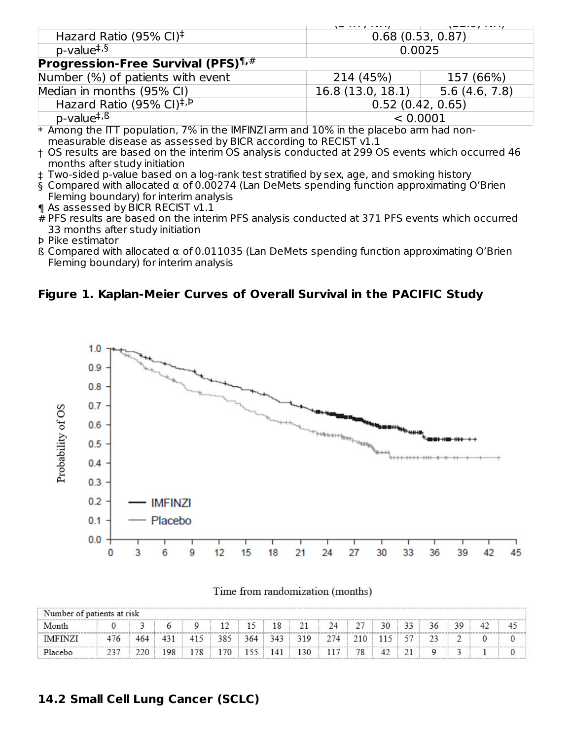| | (34.7, NR) | (22.3, NR) |
|---|---|---|
| Hazard Ratio (95% CI)‡ | 0.68 (0.53, 0.87) | |
| p-value‡,§ | 0.0025 | |
| **Progression-Free Survival (PFS)¶,#** | | |
| Number (%) of patients with event | 214 (45%) | 157 (66%) |
| Median in months (95% CI) | 16.8 (13.0, 18.1) | 5.6 (4.6, 7.8) |
| Hazard Ratio (95% CI)‡,Þ | 0.52 (0.42, 0.65) | |
| p-value‡,ß | < 0.0001 | |

\* Among the ITT population, 7% in the IMFINZI arm and 10% in the placebo arm had non-measurable disease as assessed by BICR according to RECIST v1.1

† OS results are based on the interim OS analysis conducted at 299 OS events which occurred 46 months after study initiation

‡ Two-sided p-value based on a log-rank test stratified by sex, age, and smoking history

§ Compared with allocated α of 0.00274 (Lan DeMets spending function approximating O'Brien Fleming boundary) for interim analysis

¶ As assessed by BICR RECIST v1.1

\# PFS results are based on the interim PFS analysis conducted at 371 PFS events which occurred 33 months after study initiation

Þ Pike estimator

ß Compared with allocated α of 0.011035 (Lan DeMets spending function approximating O'Brien Fleming boundary) for interim analysis

**Figure 1. Kaplan-Meier Curves of Overall Survival in the PACIFIC Study**

| Number of patients at risk | | | | | | | | | | | | | | | | |
|---|---|---|---|---|---|---|---|---|---|---|---|---|---|---|---|---|
| Month | 0 | 3 | 6 | 9 | 12 | 15 | 18 | 21 | 24 | 27 | 30 | 33 | 36 | 39 | 42 | 45 |
| IMFINZI | 476 | 464 | 431 | 415 | 385 | 364 | 343 | 319 | 274 | 210 | 115 | 57 | 23 | 2 | 0 | 0 |
| Placebo | 237 | 220 | 198 | 178 | 170 | 155 | 141 | 130 | 117 | 78 | 42 | 21 | 9 | 3 | 1 | 0 |

## 14.2 Small Cell Lung Cancer (SCLC)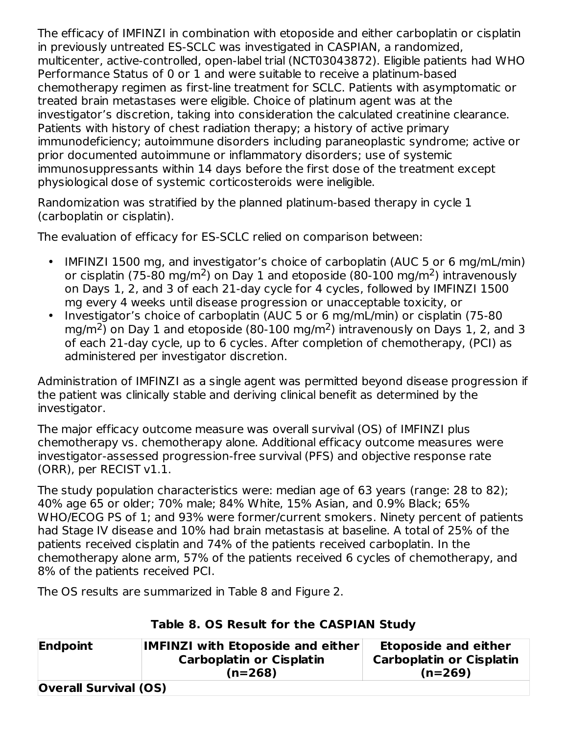The efficacy of IMFINZI in combination with etoposide and either carboplatin or cisplatin in previously untreated ES-SCLC was investigated in CASPIAN, a randomized, multicenter, active-controlled, open-label trial (NCT03043872). Eligible patients had WHO Performance Status of 0 or 1 and were suitable to receive a platinum-based chemotherapy regimen as first-line treatment for SCLC. Patients with asymptomatic or treated brain metastases were eligible. Choice of platinum agent was at the investigator's discretion, taking into consideration the calculated creatinine clearance. Patients with history of chest radiation therapy; a history of active primary immunodeficiency; autoimmune disorders including paraneoplastic syndrome; active or prior documented autoimmune or inflammatory disorders; use of systemic immunosuppressants within 14 days before the first dose of the treatment except physiological dose of systemic corticosteroids were ineligible.

Randomization was stratified by the planned platinum-based therapy in cycle 1 (carboplatin or cisplatin).

The evaluation of efficacy for ES-SCLC relied on comparison between:

- IMFINZI 1500 mg, and investigator's choice of carboplatin (AUC 5 or 6 mg/mL/min) or cisplatin (75-80 mg/m$^2$) on Day 1 and etoposide (80-100 mg/m$^2$) intravenously on Days 1, 2, and 3 of each 21-day cycle for 4 cycles, followed by IMFINZI 1500 mg every 4 weeks until disease progression or unacceptable toxicity, or
- Investigator's choice of carboplatin (AUC 5 or 6 mg/mL/min) or cisplatin (75-80 mg/m$^2$) on Day 1 and etoposide (80-100 mg/m$^2$) intravenously on Days 1, 2, and 3 of each 21-day cycle, up to 6 cycles. After completion of chemotherapy, (PCI) as administered per investigator discretion.

Administration of IMFINZI as a single agent was permitted beyond disease progression if the patient was clinically stable and deriving clinical benefit as determined by the investigator.

The major efficacy outcome measure was overall survival (OS) of IMFINZI plus chemotherapy vs. chemotherapy alone. Additional efficacy outcome measures were investigator-assessed progression-free survival (PFS) and objective response rate (ORR), per RECIST v1.1.

The study population characteristics were: median age of 63 years (range: 28 to 82); 40% age 65 or older; 70% male; 84% White, 15% Asian, and 0.9% Black; 65% WHO/ECOG PS of 1; and 93% were former/current smokers. Ninety percent of patients had Stage IV disease and 10% had brain metastasis at baseline. A total of 25% of the patients received cisplatin and 74% of the patients received carboplatin. In the chemotherapy alone arm, 57% of the patients received 6 cycles of chemotherapy, and 8% of the patients received PCI.

The OS results are summarized in Table 8 and Figure 2.

**Table 8. OS Result for the CASPIAN Study**

| Endpoint | IMFINZI with Etoposide and either Carboplatin or Cisplatin (n=268) | Etoposide and either Carboplatin or Cisplatin (n=269) |
|---|---|---|
| **Overall Survival (OS)** | | |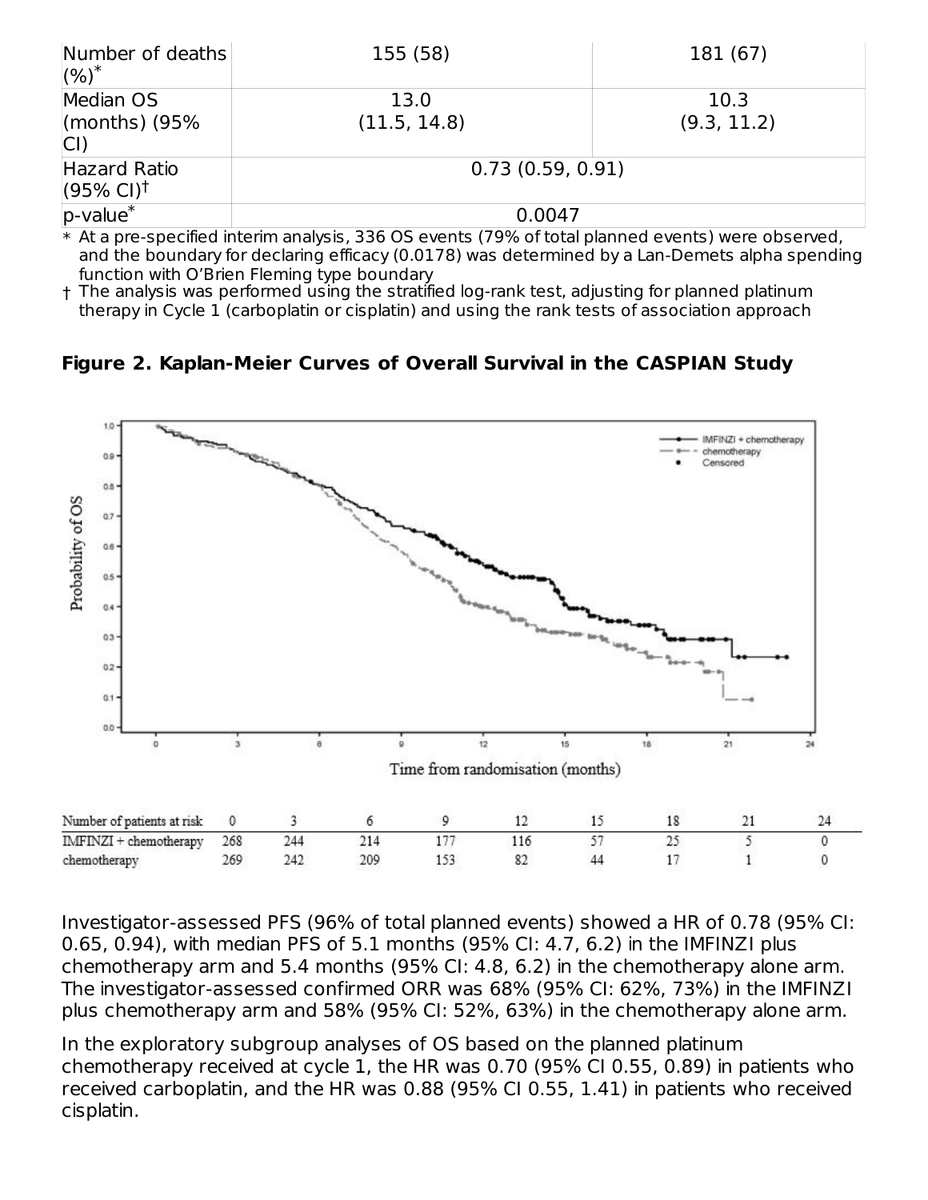| | | |
|---|---|---|
| Number of deaths (%)* | 155 (58) | 181 (67) |
| Median OS (months) (95% CI) | 13.0<br>(11.5, 14.8) | 10.3<br>(9.3, 11.2) |
| Hazard Ratio (95% CI)† | 0.73 (0.59, 0.91) | |
| p-value* | 0.0047 | |

\* At a pre-specified interim analysis, 336 OS events (79% of total planned events) were observed, and the boundary for declaring efficacy (0.0178) was determined by a Lan-Demets alpha spending function with O'Brien Fleming type boundary

† The analysis was performed using the stratified log-rank test, adjusting for planned platinum therapy in Cycle 1 (carboplatin or cisplatin) and using the rank tests of association approach

**Figure 2. Kaplan-Meier Curves of Overall Survival in the CASPIAN Study**

| Number of patients at risk | 0 | 3 | 6 | 9 | 12 | 15 | 18 | 21 | 24 |
|---|---|---|---|---|---|---|---|---|---|
| IMFINZI + chemotherapy | 268 | 244 | 214 | 177 | 116 | 57 | 25 | 5 | 0 |
| chemotherapy | 269 | 242 | 209 | 153 | 82 | 44 | 17 | 1 | 0 |

Investigator-assessed PFS (96% of total planned events) showed a HR of 0.78 (95% CI: 0.65, 0.94), with median PFS of 5.1 months (95% CI: 4.7, 6.2) in the IMFINZI plus chemotherapy arm and 5.4 months (95% CI: 4.8, 6.2) in the chemotherapy alone arm. The investigator-assessed confirmed ORR was 68% (95% CI: 62%, 73%) in the IMFINZI plus chemotherapy arm and 58% (95% CI: 52%, 63%) in the chemotherapy alone arm.

In the exploratory subgroup analyses of OS based on the planned platinum chemotherapy received at cycle 1, the HR was 0.70 (95% CI 0.55, 0.89) in patients who received carboplatin, and the HR was 0.88 (95% CI 0.55, 1.41) in patients who received cisplatin.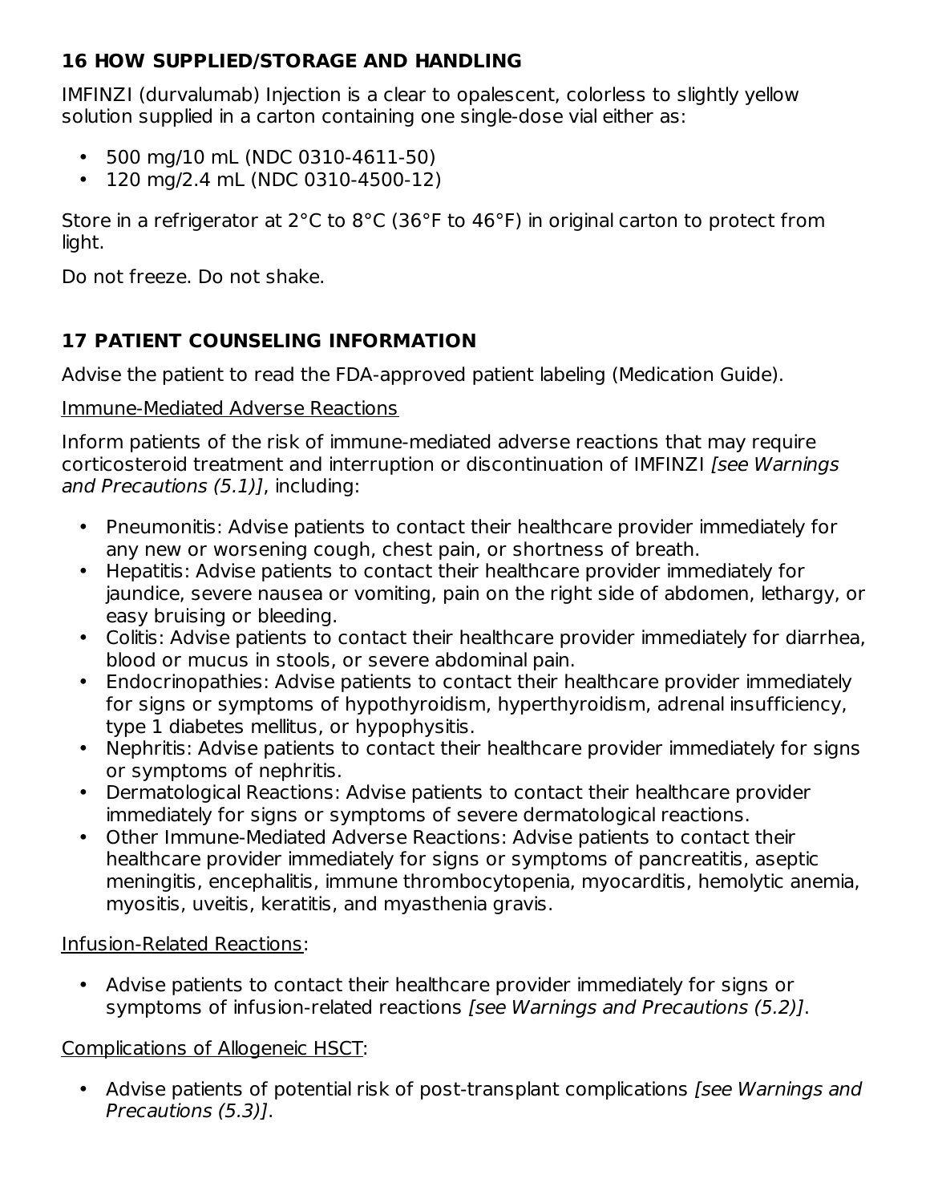## 16 HOW SUPPLIED/STORAGE AND HANDLING

IMFINZI (durvalumab) Injection is a clear to opalescent, colorless to slightly yellow solution supplied in a carton containing one single-dose vial either as:

- 500 mg/10 mL (NDC 0310-4611-50)
- 120 mg/2.4 mL (NDC 0310-4500-12)

Store in a refrigerator at 2°C to 8°C (36°F to 46°F) in original carton to protect from light.

Do not freeze. Do not shake.

## 17 PATIENT COUNSELING INFORMATION

Advise the patient to read the FDA-approved patient labeling (Medication Guide).

Immune-Mediated Adverse Reactions

Inform patients of the risk of immune-mediated adverse reactions that may require corticosteroid treatment and interruption or discontinuation of IMFINZI *[see Warnings and Precautions (5.1)]*, including:

- Pneumonitis: Advise patients to contact their healthcare provider immediately for any new or worsening cough, chest pain, or shortness of breath.
- Hepatitis: Advise patients to contact their healthcare provider immediately for jaundice, severe nausea or vomiting, pain on the right side of abdomen, lethargy, or easy bruising or bleeding.
- Colitis: Advise patients to contact their healthcare provider immediately for diarrhea, blood or mucus in stools, or severe abdominal pain.
- Endocrinopathies: Advise patients to contact their healthcare provider immediately for signs or symptoms of hypothyroidism, hyperthyroidism, adrenal insufficiency, type 1 diabetes mellitus, or hypophysitis.
- Nephritis: Advise patients to contact their healthcare provider immediately for signs or symptoms of nephritis.
- Dermatological Reactions: Advise patients to contact their healthcare provider immediately for signs or symptoms of severe dermatological reactions.
- Other Immune-Mediated Adverse Reactions: Advise patients to contact their healthcare provider immediately for signs or symptoms of pancreatitis, aseptic meningitis, encephalitis, immune thrombocytopenia, myocarditis, hemolytic anemia, myositis, uveitis, keratitis, and myasthenia gravis.

Infusion-Related Reactions:

- Advise patients to contact their healthcare provider immediately for signs or symptoms of infusion-related reactions *[see Warnings and Precautions (5.2)]*.

Complications of Allogeneic HSCT:

- Advise patients of potential risk of post-transplant complications *[see Warnings and Precautions (5.3)]*.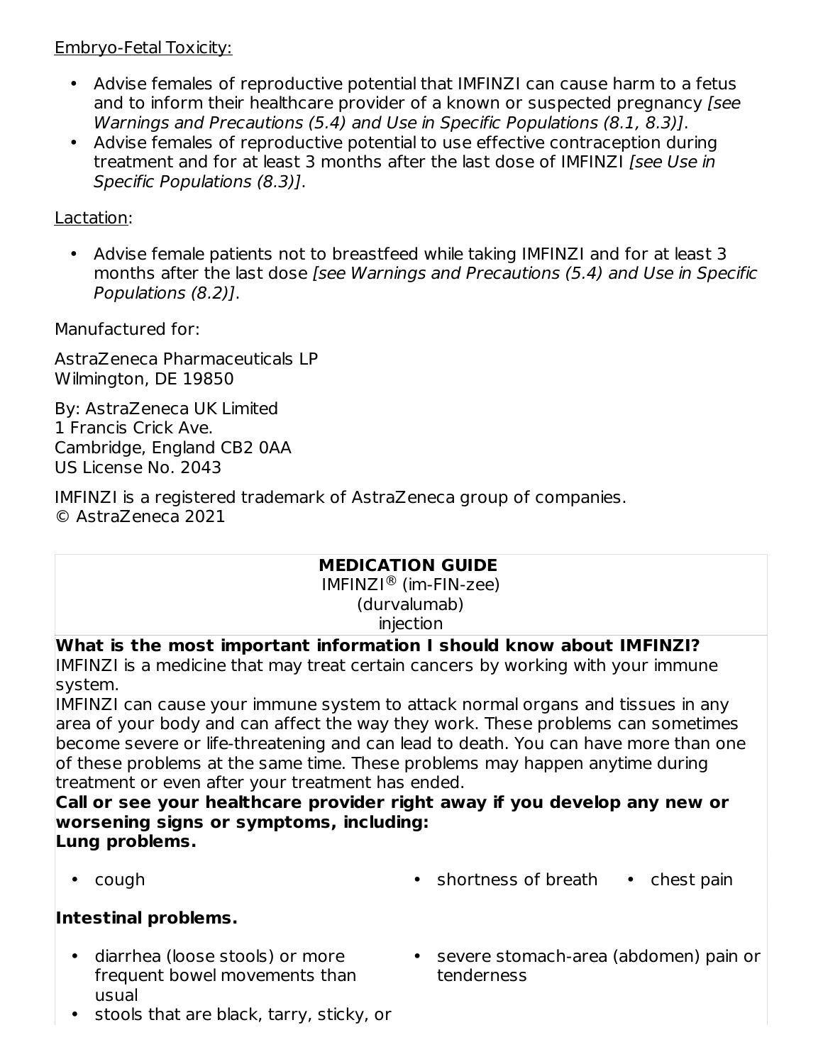Embryo-Fetal Toxicity:

- Advise females of reproductive potential that IMFINZI can cause harm to a fetus and to inform their healthcare provider of a known or suspected pregnancy *[see Warnings and Precautions (5.4) and Use in Specific Populations (8.1, 8.3)]*.
- Advise females of reproductive potential to use effective contraception during treatment and for at least 3 months after the last dose of IMFINZI *[see Use in Specific Populations (8.3)]*.

Lactation:

- Advise female patients not to breastfeed while taking IMFINZI and for at least 3 months after the last dose *[see Warnings and Precautions (5.4) and Use in Specific Populations (8.2)]*.

Manufactured for:

AstraZeneca Pharmaceuticals LP
Wilmington, DE 19850

By: AstraZeneca UK Limited
1 Francis Crick Ave.
Cambridge, England CB2 0AA
US License No. 2043

IMFINZI is a registered trademark of AstraZeneca group of companies.
© AstraZeneca 2021

**MEDICATION GUIDE**
IMFINZI® (im-FIN-zee)
(durvalumab)
injection

**What is the most important information I should know about IMFINZI?**

IMFINZI is a medicine that may treat certain cancers by working with your immune system.

IMFINZI can cause your immune system to attack normal organs and tissues in any area of your body and can affect the way they work. These problems can sometimes become severe or life-threatening and can lead to death. You can have more than one of these problems at the same time. These problems may happen anytime during treatment or even after your treatment has ended.

**Call or see your healthcare provider right away if you develop any new or worsening signs or symptoms, including:**

**Lung problems.**

- cough
- shortness of breath
- chest pain

**Intestinal problems.**

- diarrhea (loose stools) or more frequent bowel movements than usual
- stools that are black, tarry, sticky, or
- severe stomach-area (abdomen) pain or tenderness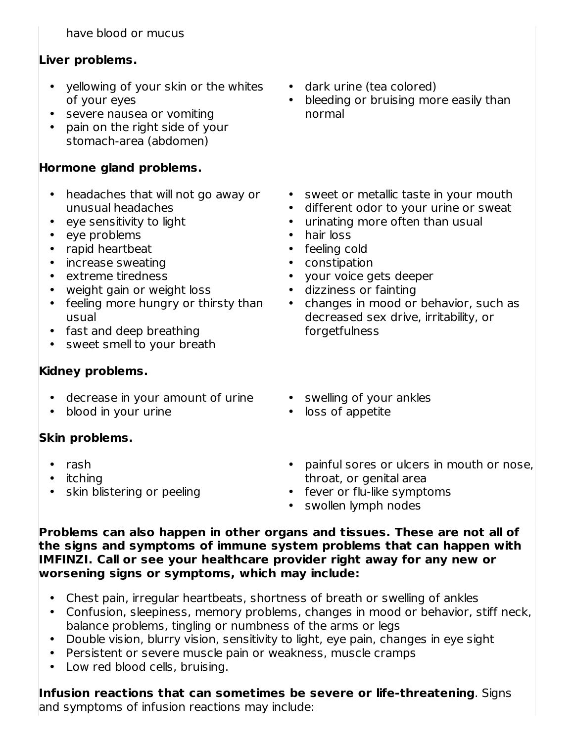have blood or mucus

**Liver problems.**

- yellowing of your skin or the whites of your eyes
- severe nausea or vomiting
- pain on the right side of your stomach-area (abdomen)
- dark urine (tea colored)
- bleeding or bruising more easily than normal

**Hormone gland problems.**

- headaches that will not go away or unusual headaches
- eye sensitivity to light
- eye problems
- rapid heartbeat
- increase sweating
- extreme tiredness
- weight gain or weight loss
- feeling more hungry or thirsty than usual
- fast and deep breathing
- sweet smell to your breath
- sweet or metallic taste in your mouth
- different odor to your urine or sweat
- urinating more often than usual
- hair loss
- feeling cold
- constipation
- your voice gets deeper
- dizziness or fainting
- changes in mood or behavior, such as decreased sex drive, irritability, or forgetfulness

**Kidney problems.**

- decrease in your amount of urine
- blood in your urine
- swelling of your ankles
- loss of appetite

**Skin problems.**

- rash
- itching
- skin blistering or peeling
- painful sores or ulcers in mouth or nose, throat, or genital area
- fever or flu-like symptoms
- swollen lymph nodes

**Problems can also happen in other organs and tissues. These are not all of the signs and symptoms of immune system problems that can happen with IMFINZI. Call or see your healthcare provider right away for any new or worsening signs or symptoms, which may include:**

- Chest pain, irregular heartbeats, shortness of breath or swelling of ankles
- Confusion, sleepiness, memory problems, changes in mood or behavior, stiff neck, balance problems, tingling or numbness of the arms or legs
- Double vision, blurry vision, sensitivity to light, eye pain, changes in eye sight
- Persistent or severe muscle pain or weakness, muscle cramps
- Low red blood cells, bruising.

**Infusion reactions that can sometimes be severe or life-threatening**. Signs and symptoms of infusion reactions may include: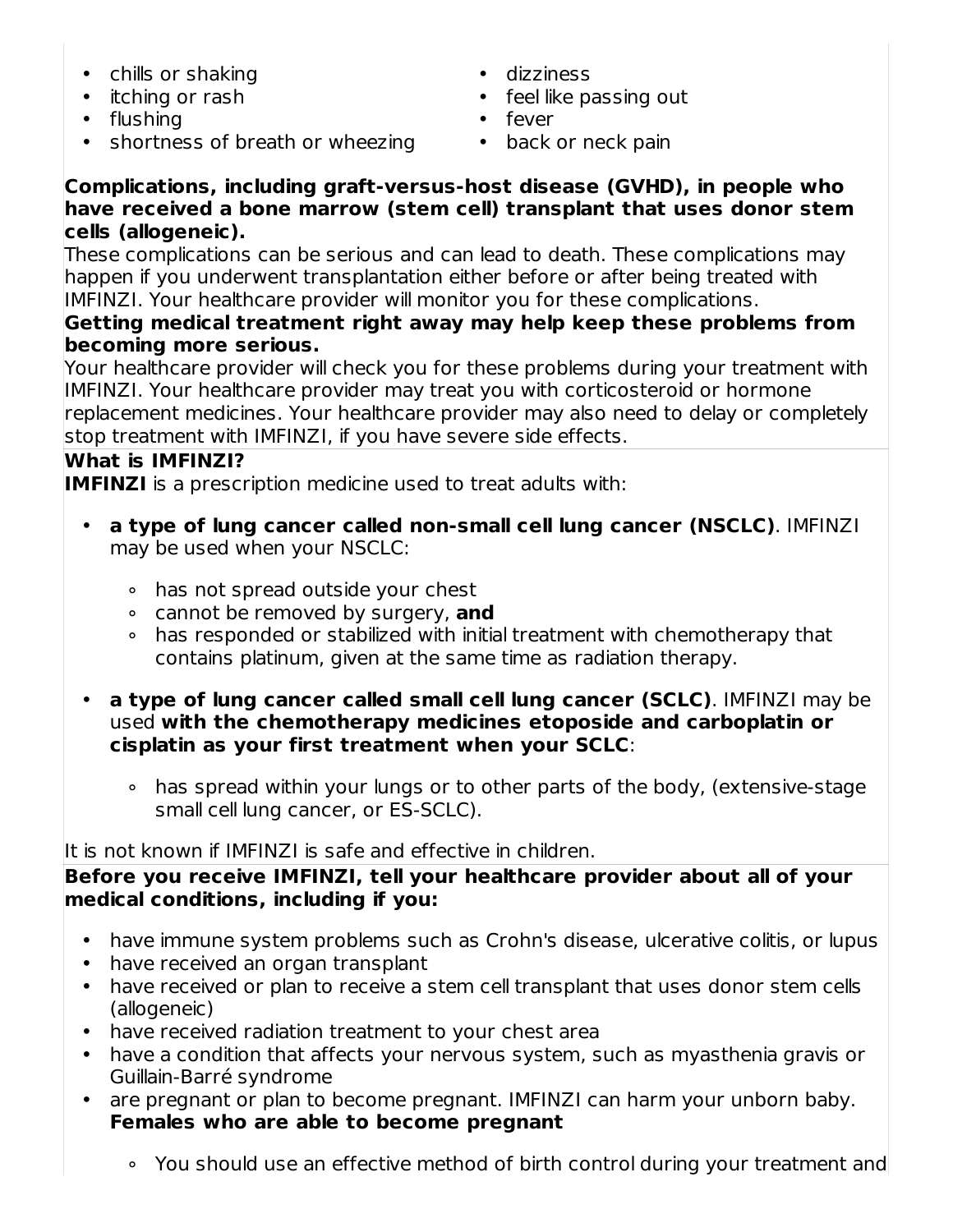- chills or shaking
- itching or rash
- flushing
- shortness of breath or wheezing
- dizziness
- feel like passing out
- fever
- back or neck pain

**Complications, including graft-versus-host disease (GVHD), in people who have received a bone marrow (stem cell) transplant that uses donor stem cells (allogeneic).**
These complications can be serious and can lead to death. These complications may happen if you underwent transplantation either before or after being treated with IMFINZI. Your healthcare provider will monitor you for these complications.
**Getting medical treatment right away may help keep these problems from becoming more serious.**
Your healthcare provider will check you for these problems during your treatment with IMFINZI. Your healthcare provider may treat you with corticosteroid or hormone replacement medicines. Your healthcare provider may also need to delay or completely stop treatment with IMFINZI, if you have severe side effects.

**What is IMFINZI?**
**IMFINZI** is a prescription medicine used to treat adults with:

- **a type of lung cancer called non-small cell lung cancer (NSCLC)**. IMFINZI may be used when your NSCLC:
  - has not spread outside your chest
  - cannot be removed by surgery, **and**
  - has responded or stabilized with initial treatment with chemotherapy that contains platinum, given at the same time as radiation therapy.
- **a type of lung cancer called small cell lung cancer (SCLC)**. IMFINZI may be used **with the chemotherapy medicines etoposide and carboplatin or cisplatin as your first treatment when your SCLC**:
  - has spread within your lungs or to other parts of the body, (extensive-stage small cell lung cancer, or ES-SCLC).

It is not known if IMFINZI is safe and effective in children.

**Before you receive IMFINZI, tell your healthcare provider about all of your medical conditions, including if you:**

- have immune system problems such as Crohn's disease, ulcerative colitis, or lupus
- have received an organ transplant
- have received or plan to receive a stem cell transplant that uses donor stem cells (allogeneic)
- have received radiation treatment to your chest area
- have a condition that affects your nervous system, such as myasthenia gravis or Guillain-Barré syndrome
- are pregnant or plan to become pregnant. IMFINZI can harm your unborn baby.
  **Females who are able to become pregnant**
  - You should use an effective method of birth control during your treatment and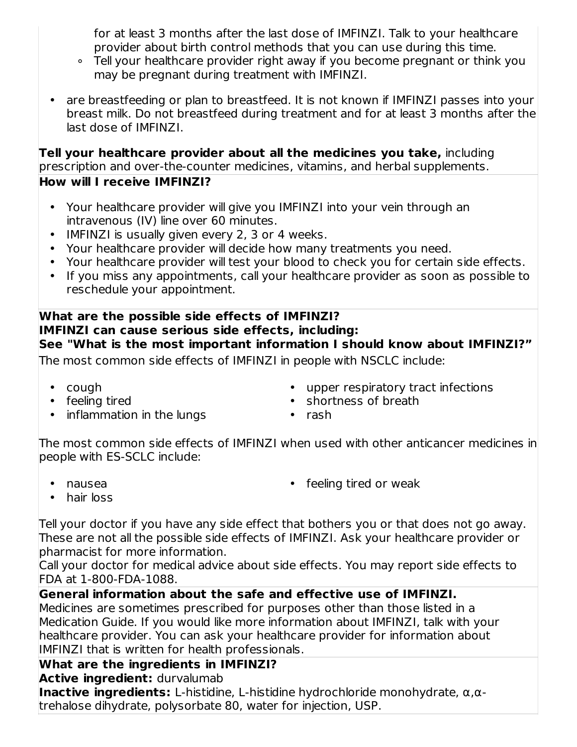- for at least 3 months after the last dose of IMFINZI. Talk to your healthcare provider about birth control methods that you can use during this time.
  - Tell your healthcare provider right away if you become pregnant or think you may be pregnant during treatment with IMFINZI.
- are breastfeeding or plan to breastfeed. It is not known if IMFINZI passes into your breast milk. Do not breastfeed during treatment and for at least 3 months after the last dose of IMFINZI.

**Tell your healthcare provider about all the medicines you take,** including prescription and over-the-counter medicines, vitamins, and herbal supplements.

**How will I receive IMFINZI?**

- Your healthcare provider will give you IMFINZI into your vein through an intravenous (IV) line over 60 minutes.
- IMFINZI is usually given every 2, 3 or 4 weeks.
- Your healthcare provider will decide how many treatments you need.
- Your healthcare provider will test your blood to check you for certain side effects.
- If you miss any appointments, call your healthcare provider as soon as possible to reschedule your appointment.

**What are the possible side effects of IMFINZI?**
**IMFINZI can cause serious side effects, including:**
**See "What is the most important information I should know about IMFINZI?"**

The most common side effects of IMFINZI in people with NSCLC include:

- cough
- feeling tired
- inflammation in the lungs
- upper respiratory tract infections
- shortness of breath
- rash

The most common side effects of IMFINZI when used with other anticancer medicines in people with ES-SCLC include:

- nausea
- hair loss
- feeling tired or weak

Tell your doctor if you have any side effect that bothers you or that does not go away. These are not all the possible side effects of IMFINZI. Ask your healthcare provider or pharmacist for more information.
Call your doctor for medical advice about side effects. You may report side effects to FDA at 1-800-FDA-1088.

**General information about the safe and effective use of IMFINZI.**
Medicines are sometimes prescribed for purposes other than those listed in a Medication Guide. If you would like more information about IMFINZI, talk with your healthcare provider. You can ask your healthcare provider for information about IMFINZI that is written for health professionals.

**What are the ingredients in IMFINZI?**
**Active ingredient:** durvalumab
**Inactive ingredients:** L-histidine, L-histidine hydrochloride monohydrate, α,α-trehalose dihydrate, polysorbate 80, water for injection, USP.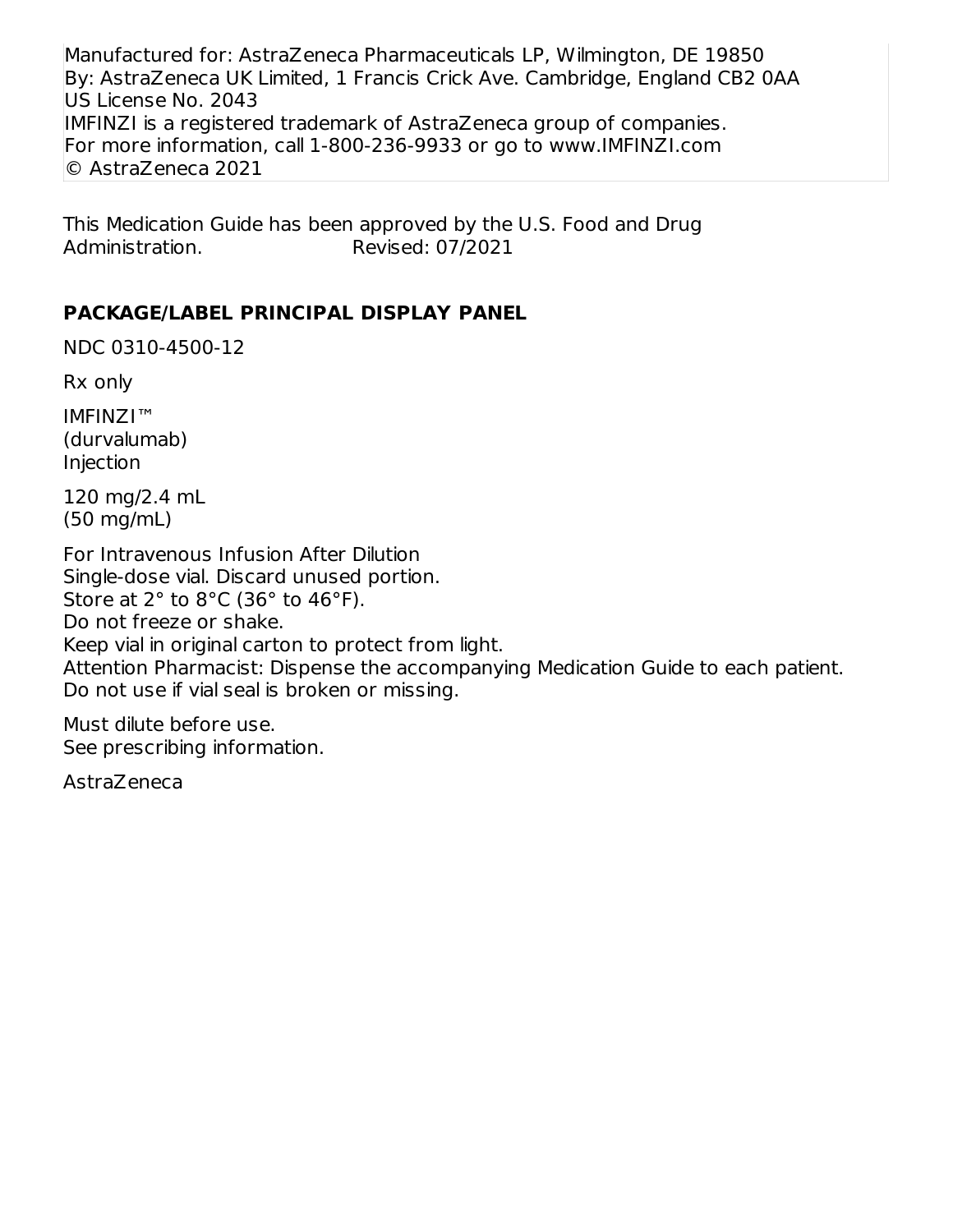Manufactured for: AstraZeneca Pharmaceuticals LP, Wilmington, DE 19850
By: AstraZeneca UK Limited, 1 Francis Crick Ave. Cambridge, England CB2 0AA
US License No. 2043
IMFINZI is a registered trademark of AstraZeneca group of companies.
For more information, call 1-800-236-9933 or go to www.IMFINZI.com
© AstraZeneca 2021

This Medication Guide has been approved by the U.S. Food and Drug Administration. Revised: 07/2021

## PACKAGE/LABEL PRINCIPAL DISPLAY PANEL

NDC 0310-4500-12

Rx only

IMFINZI™
(durvalumab)
Injection

120 mg/2.4 mL
(50 mg/mL)

For Intravenous Infusion After Dilution
Single-dose vial. Discard unused portion.
Store at 2° to 8°C (36° to 46°F).
Do not freeze or shake.
Keep vial in original carton to protect from light.
Attention Pharmacist: Dispense the accompanying Medication Guide to each patient.
Do not use if vial seal is broken or missing.

Must dilute before use.
See prescribing information.

AstraZeneca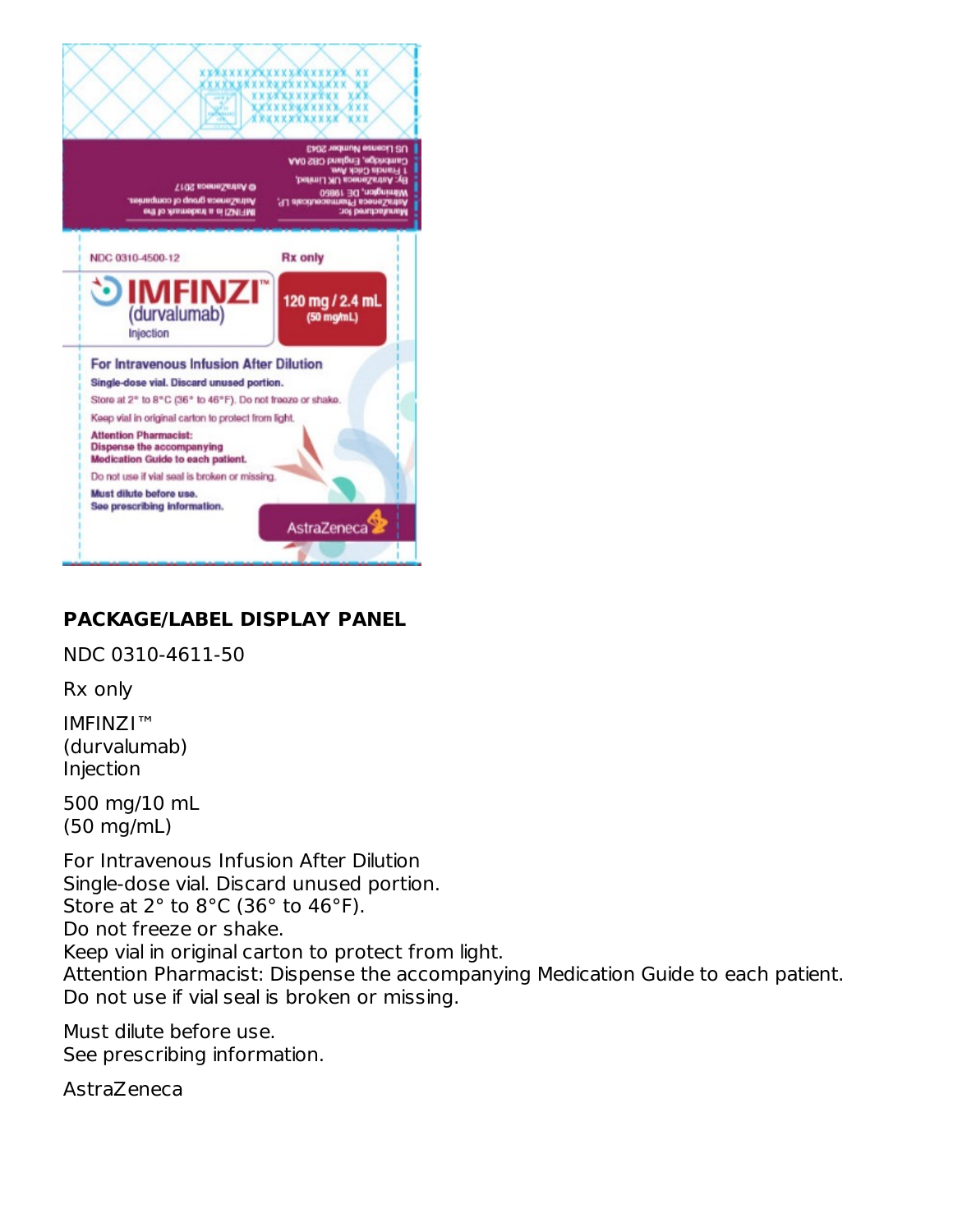NDC 0310-4500-12

Rx only

IMFINZI™
(durvalumab)
Injection

120 mg / 2.4 mL
(50 mg/mL)

For Intravenous Infusion After Dilution

Single-dose vial. Discard unused portion.

Store at 2° to 8°C (36° to 46°F). Do not freeze or shake.

Keep vial in original carton to protect from light.

Attention Pharmacist:
Dispense the accompanying
Medication Guide to each patient.

Do not use if vial seal is broken or missing.

Must dilute before use.
See prescribing information.

AstraZeneca

Manufactured for:
AstraZeneca Pharmaceuticals LP,
Wilmington, DE 19850
By: AstraZeneca UK Limited,
1 Francis Crick Ave.
Cambridge, England CB2 0AA
US License Number 2043

IMFINZI is a trademark of the
AstraZeneca group of companies.
© AstraZeneca 2017

## PACKAGE/LABEL DISPLAY PANEL

NDC 0310-4611-50

Rx only

IMFINZI™
(durvalumab)
Injection

500 mg/10 mL
(50 mg/mL)

For Intravenous Infusion After Dilution
Single-dose vial. Discard unused portion.
Store at 2° to 8°C (36° to 46°F).
Do not freeze or shake.
Keep vial in original carton to protect from light.
Attention Pharmacist: Dispense the accompanying Medication Guide to each patient.
Do not use if vial seal is broken or missing.

Must dilute before use.
See prescribing information.

AstraZeneca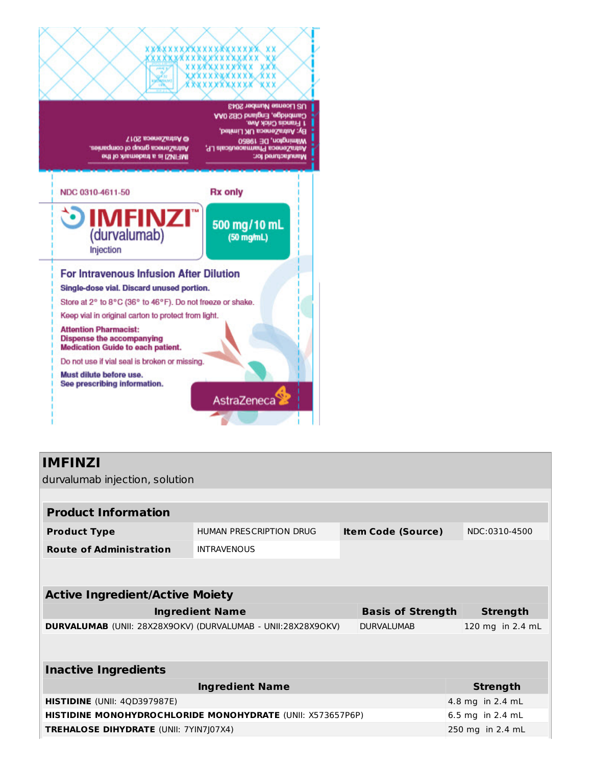US License Number 2043
Cambridge, England CB2 0AA
1 Francis Crick Ave.
By: AstraZeneca UK Limited,
Wilmington, DE 19850
AstraZeneca Pharmaceuticals LP,
Manufactured for:

© AstraZeneca 2017
AstraZeneca group of companies.
IMFINZI is a trademark of the

NDC 0310-4611-50

Rx only

**IMFINZI™**
(durvalumab)
Injection

**500 mg/10 mL**
**(50 mg/mL)**

**For Intravenous Infusion After Dilution**

**Single-dose vial. Discard unused portion.**

Store at 2° to 8°C (36° to 46°F). Do not freeze or shake.

Keep vial in original carton to protect from light.

**Attention Pharmacist:**
**Dispense the accompanying Medication Guide to each patient.**

Do not use if vial seal is broken or missing.

**Must dilute before use.**
**See prescribing information.**

AstraZeneca

## IMFINZI

durvalumab injection, solution

| **Product Information** | | | |
|---|---|---|---|
| **Product Type** | HUMAN PRESCRIPTION DRUG | **Item Code (Source)** | NDC:0310-4500 |
| **Route of Administration** | INTRAVENOUS | | |

| **Active Ingredient/Active Moiety** | | |
|---|---|---|
| **Ingredient Name** | **Basis of Strength** | **Strength** |
| **DURVALUMAB** (UNII: 28X28X9OKV) (DURVALUMAB - UNII:28X28X9OKV) | DURVALUMAB | 120 mg in 2.4 mL |

| **Inactive Ingredients** | |
|---|---|
| **Ingredient Name** | **Strength** |
| **HISTIDINE** (UNII: 4QD397987E) | 4.8 mg in 2.4 mL |
| **HISTIDINE MONOHYDROCHLORIDE MONOHYDRATE** (UNII: X573657P6P) | 6.5 mg in 2.4 mL |
| **TREHALOSE DIHYDRATE** (UNII: 7YIN7J07X4) | 250 mg in 2.4 mL |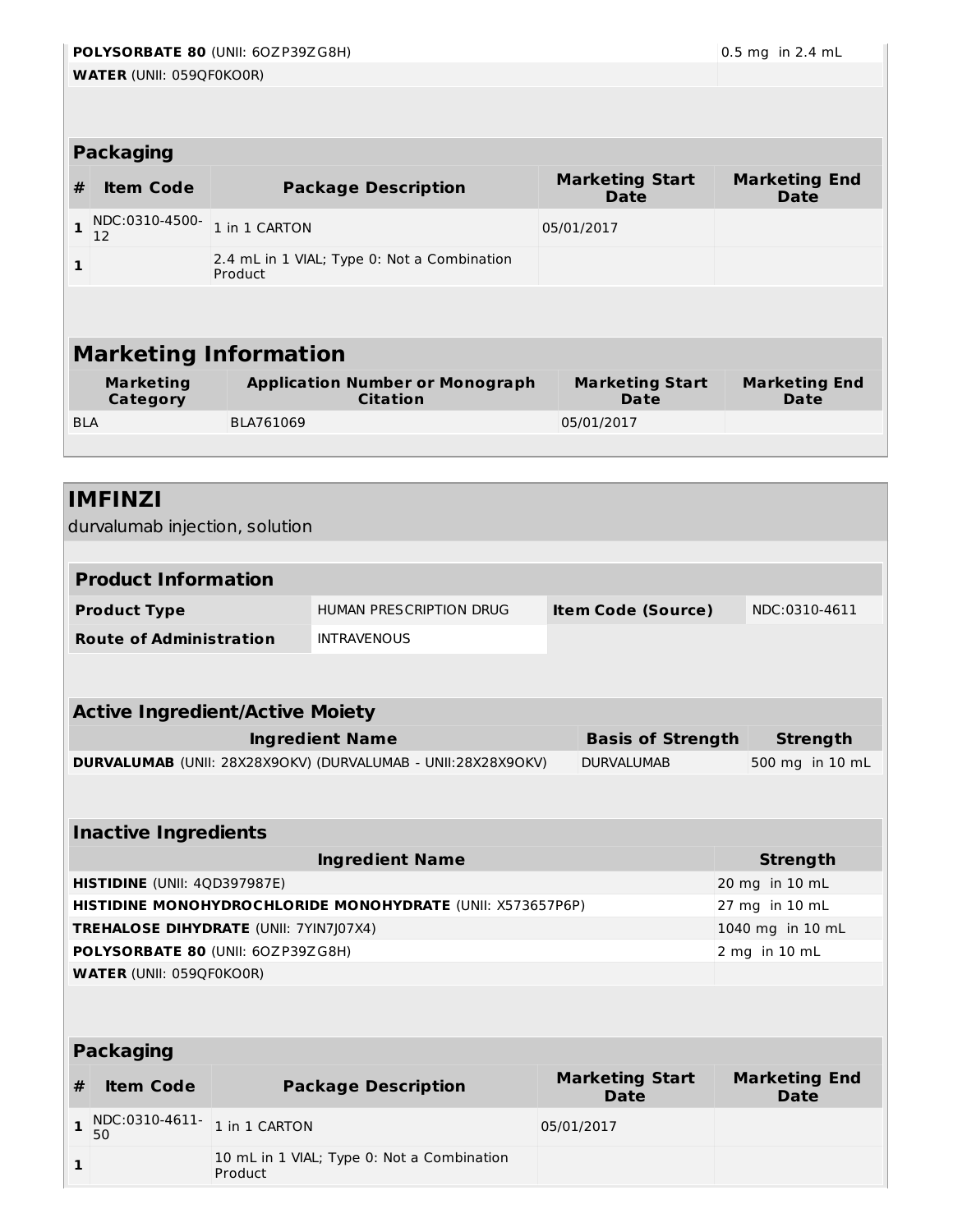| | |
|---|---|
| **POLYSORBATE 80** (UNII: 6OZP39ZG8H) | 0.5 mg in 2.4 mL |
| **WATER** (UNII: 059QF0KO0R) | |

**Packaging**

| # | Item Code | Package Description | Marketing Start Date | Marketing End Date |
|---|---|---|---|---|
| 1 | NDC:0310-4500-12 | 1 in 1 CARTON | 05/01/2017 | |
| 1 | | 2.4 mL in 1 VIAL; Type 0: Not a Combination Product | | |

## Marketing Information

| Marketing Category | Application Number or Monograph Citation | Marketing Start Date | Marketing End Date |
|---|---|---|---|
| BLA | BLA761069 | 05/01/2017 | |

## IMFINZI

durvalumab injection, solution

**Product Information**

| | | | |
|---|---|---|---|
| **Product Type** | HUMAN PRESCRIPTION DRUG | **Item Code (Source)** | NDC:0310-4611 |
| **Route of Administration** | INTRAVENOUS | | |

**Active Ingredient/Active Moiety**

| Ingredient Name | Basis of Strength | Strength |
|---|---|---|
| **DURVALUMAB** (UNII: 28X28X9OKV) (DURVALUMAB - UNII:28X28X9OKV) | DURVALUMAB | 500 mg in 10 mL |

**Inactive Ingredients**

| Ingredient Name | Strength |
|---|---|
| **HISTIDINE** (UNII: 4QD397987E) | 20 mg in 10 mL |
| **HISTIDINE MONOHYDROCHLORIDE MONOHYDRATE** (UNII: X573657P6P) | 27 mg in 10 mL |
| **TREHALOSE DIHYDRATE** (UNII: 7YIN7J07X4) | 1040 mg in 10 mL |
| **POLYSORBATE 80** (UNII: 6OZP39ZG8H) | 2 mg in 10 mL |
| **WATER** (UNII: 059QF0KO0R) | |

**Packaging**

| # | Item Code | Package Description | Marketing Start Date | Marketing End Date |
|---|---|---|---|---|
| 1 | NDC:0310-4611-50 | 1 in 1 CARTON | 05/01/2017 | |
| 1 | | 10 mL in 1 VIAL; Type 0: Not a Combination Product | | |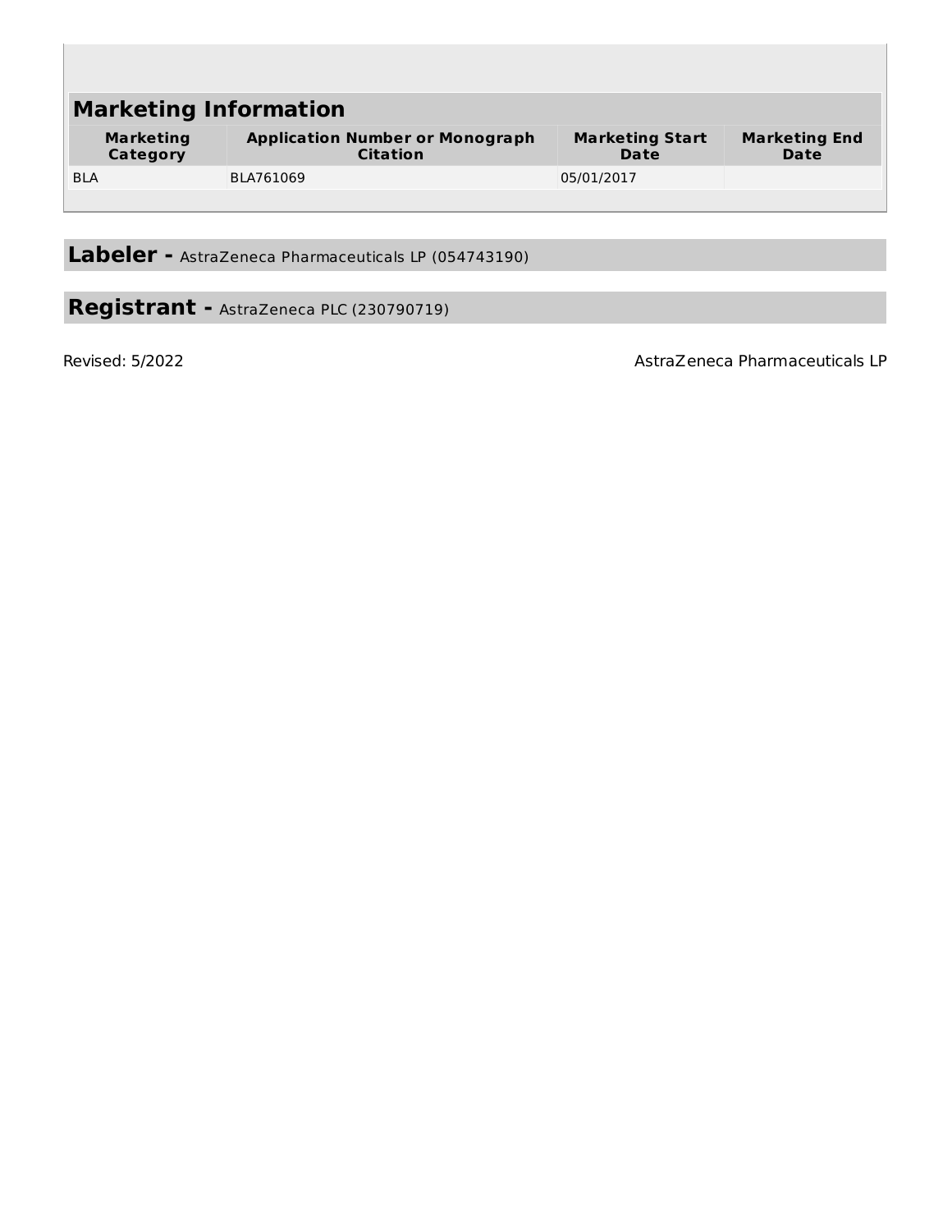## Marketing Information

| Marketing Category | Application Number or Monograph Citation | Marketing Start Date | Marketing End Date |
| --- | --- | --- | --- |
| BLA | BLA761069 | 05/01/2017 | |

**Labeler -** AstraZeneca Pharmaceuticals LP (054743190)

**Registrant -** AstraZeneca PLC (230790719)

Revised: 5/2022

AstraZeneca Pharmaceuticals LP